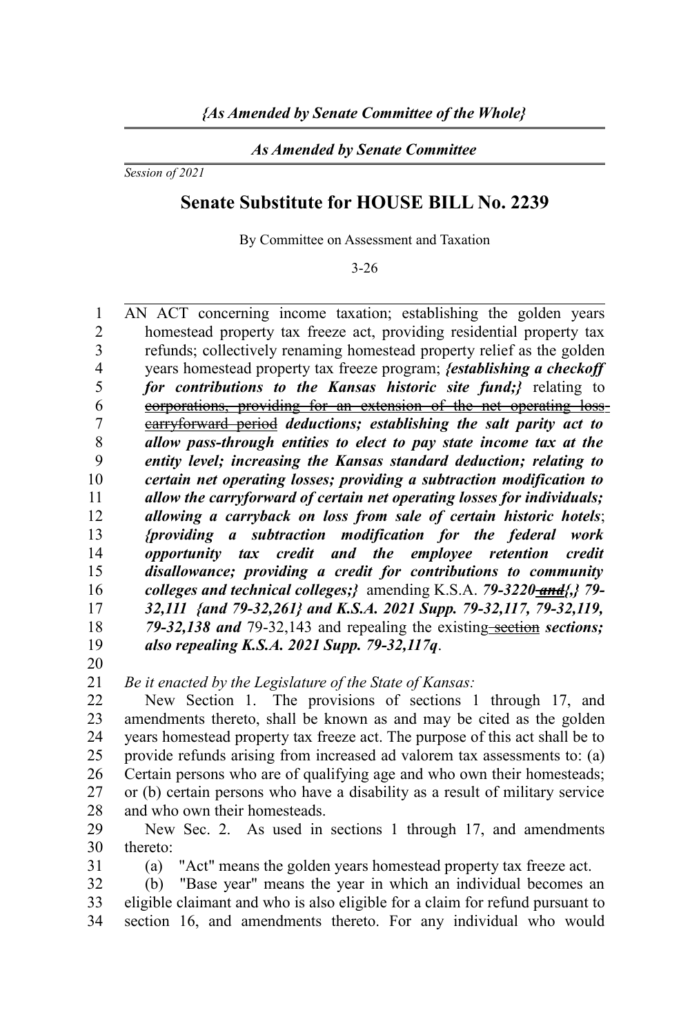*{As Amended by Senate Committee of the Whole}*

*As Amended by Senate Committee*

*Session of 2021*

# Senate Substitute for HOUSE BILL No. 2239

By Committee on Assessment and Taxation

3-26

AN ACT concerning income taxation; establishing the golden years homestead property tax freeze act, providing residential property tax refunds; collectively renaming homestead property relief as the golden years homestead property tax freeze program; ***{establishing a checkoff for contributions to the Kansas historic site fund;}*** relating to ~~corporations, providing for an extension of the net operating loss carryforward period~~ ***deductions; establishing the salt parity act to allow pass-through entities to elect to pay state income tax at the entity level; increasing the Kansas standard deduction; relating to certain net operating losses; providing a subtraction modification to allow the carryforward of certain net operating losses for individuals; allowing a carryback on loss from sale of certain historic hotels***; ***{providing a subtraction modification for the federal work opportunity tax credit and the employee retention credit disallowance; providing a credit for contributions to community colleges and technical colleges;}*** amending K.S.A. ***79-3220~~and~~{,} 79-32,111 {and 79-32,261} and K.S.A. 2021 Supp. 79-32,117, 79-32,119, 79-32,138 and*** 79-32,143 and repealing the existing ~~section~~ ***sections; also repealing K.S.A. 2021 Supp. 79-32,117q***.

*Be it enacted by the Legislature of the State of Kansas:*

New Section 1. The provisions of sections 1 through 17, and amendments thereto, shall be known as and may be cited as the golden years homestead property tax freeze act. The purpose of this act shall be to provide refunds arising from increased ad valorem tax assessments to: (a) Certain persons who are of qualifying age and who own their homesteads; or (b) certain persons who have a disability as a result of military service and who own their homesteads.

New Sec. 2. As used in sections 1 through 17, and amendments thereto:

(a) "Act" means the golden years homestead property tax freeze act.

(b) "Base year" means the year in which an individual becomes an eligible claimant and who is also eligible for a claim for refund pursuant to section 16, and amendments thereto. For any individual who would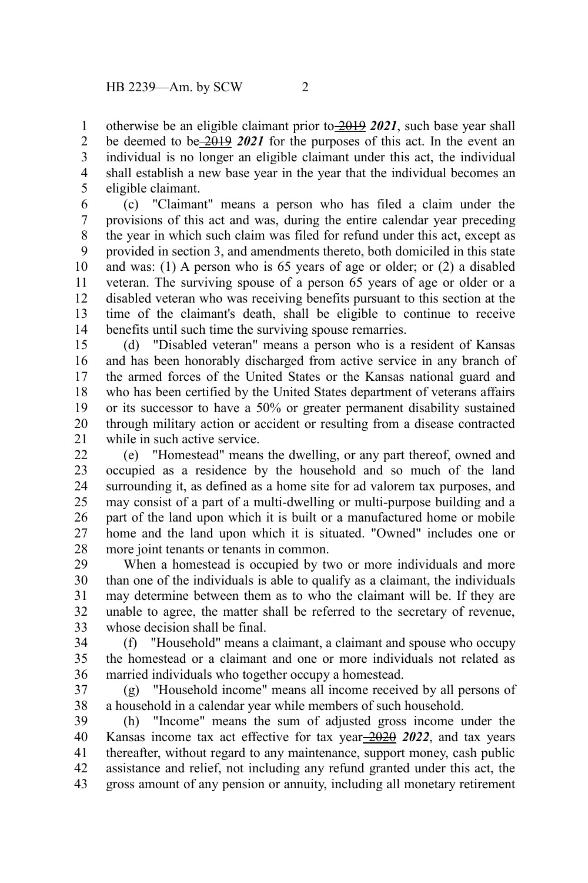otherwise be an eligible claimant prior to ~~2019~~ ***2021***, such base year shall be deemed to be ~~2019~~ ***2021*** for the purposes of this act. In the event an individual is no longer an eligible claimant under this act, the individual shall establish a new base year in the year that the individual becomes an eligible claimant.

(c) "Claimant" means a person who has filed a claim under the provisions of this act and was, during the entire calendar year preceding the year in which such claim was filed for refund under this act, except as provided in section 3, and amendments thereto, both domiciled in this state and was: (1) A person who is 65 years of age or older; or (2) a disabled veteran. The surviving spouse of a person 65 years of age or older or a disabled veteran who was receiving benefits pursuant to this section at the time of the claimant's death, shall be eligible to continue to receive benefits until such time the surviving spouse remarries.

(d) "Disabled veteran" means a person who is a resident of Kansas and has been honorably discharged from active service in any branch of the armed forces of the United States or the Kansas national guard and who has been certified by the United States department of veterans affairs or its successor to have a 50% or greater permanent disability sustained through military action or accident or resulting from a disease contracted while in such active service.

(e) "Homestead" means the dwelling, or any part thereof, owned and occupied as a residence by the household and so much of the land surrounding it, as defined as a home site for ad valorem tax purposes, and may consist of a part of a multi-dwelling or multi-purpose building and a part of the land upon which it is built or a manufactured home or mobile home and the land upon which it is situated. "Owned" includes one or more joint tenants or tenants in common.

When a homestead is occupied by two or more individuals and more than one of the individuals is able to qualify as a claimant, the individuals may determine between them as to who the claimant will be. If they are unable to agree, the matter shall be referred to the secretary of revenue, whose decision shall be final.

(f) "Household" means a claimant, a claimant and spouse who occupy the homestead or a claimant and one or more individuals not related as married individuals who together occupy a homestead.

(g) "Household income" means all income received by all persons of a household in a calendar year while members of such household.

(h) "Income" means the sum of adjusted gross income under the Kansas income tax act effective for tax year ~~2020~~ ***2022***, and tax years thereafter, without regard to any maintenance, support money, cash public assistance and relief, not including any refund granted under this act, the gross amount of any pension or annuity, including all monetary retirement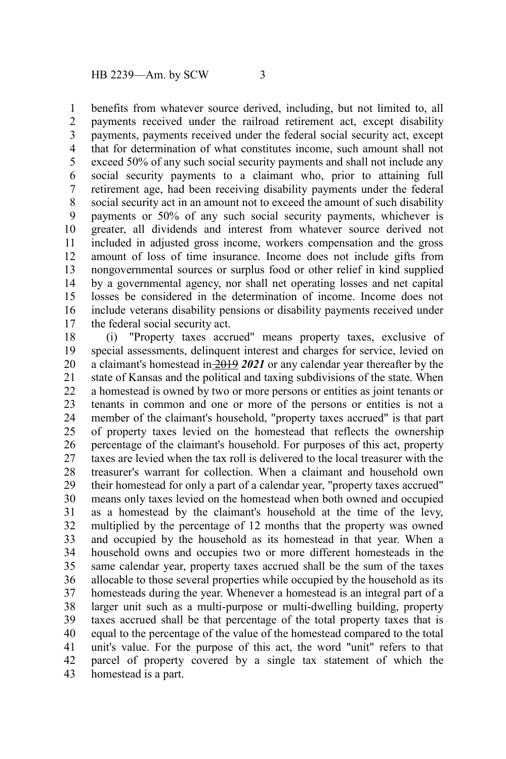benefits from whatever source derived, including, but not limited to, all payments received under the railroad retirement act, except disability payments, payments received under the federal social security act, except that for determination of what constitutes income, such amount shall not exceed 50% of any such social security payments and shall not include any social security payments to a claimant who, prior to attaining full retirement age, had been receiving disability payments under the federal social security act in an amount not to exceed the amount of such disability payments or 50% of any such social security payments, whichever is greater, all dividends and interest from whatever source derived not included in adjusted gross income, workers compensation and the gross amount of loss of time insurance. Income does not include gifts from nongovernmental sources or surplus food or other relief in kind supplied by a governmental agency, nor shall net operating losses and net capital losses be considered in the determination of income. Income does not include veterans disability pensions or disability payments received under the federal social security act.

(i) "Property taxes accrued" means property taxes, exclusive of special assessments, delinquent interest and charges for service, levied on a claimant's homestead in ~~2019~~ ***2021*** or any calendar year thereafter by the state of Kansas and the political and taxing subdivisions of the state. When a homestead is owned by two or more persons or entities as joint tenants or tenants in common and one or more of the persons or entities is not a member of the claimant's household, "property taxes accrued" is that part of property taxes levied on the homestead that reflects the ownership percentage of the claimant's household. For purposes of this act, property taxes are levied when the tax roll is delivered to the local treasurer with the treasurer's warrant for collection. When a claimant and household own their homestead for only a part of a calendar year, "property taxes accrued" means only taxes levied on the homestead when both owned and occupied as a homestead by the claimant's household at the time of the levy, multiplied by the percentage of 12 months that the property was owned and occupied by the household as its homestead in that year. When a household owns and occupies two or more different homesteads in the same calendar year, property taxes accrued shall be the sum of the taxes allocable to those several properties while occupied by the household as its homesteads during the year. Whenever a homestead is an integral part of a larger unit such as a multi-purpose or multi-dwelling building, property taxes accrued shall be that percentage of the total property taxes that is equal to the percentage of the value of the homestead compared to the total unit's value. For the purpose of this act, the word "unit" refers to that parcel of property covered by a single tax statement of which the homestead is a part.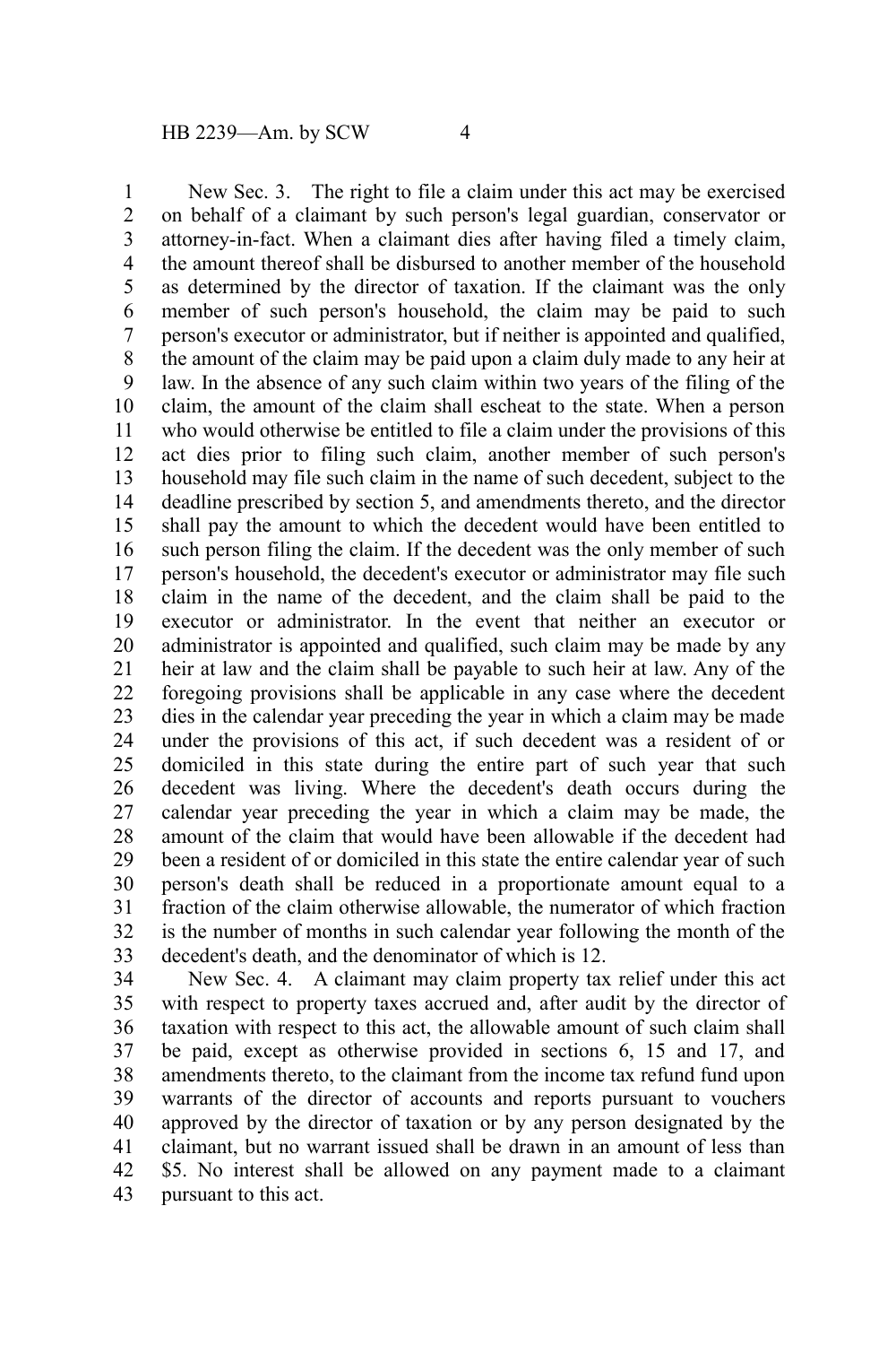New Sec. 3. The right to file a claim under this act may be exercised on behalf of a claimant by such person's legal guardian, conservator or attorney-in-fact. When a claimant dies after having filed a timely claim, the amount thereof shall be disbursed to another member of the household as determined by the director of taxation. If the claimant was the only member of such person's household, the claim may be paid to such person's executor or administrator, but if neither is appointed and qualified, the amount of the claim may be paid upon a claim duly made to any heir at law. In the absence of any such claim within two years of the filing of the claim, the amount of the claim shall escheat to the state. When a person who would otherwise be entitled to file a claim under the provisions of this act dies prior to filing such claim, another member of such person's household may file such claim in the name of such decedent, subject to the deadline prescribed by section 5, and amendments thereto, and the director shall pay the amount to which the decedent would have been entitled to such person filing the claim. If the decedent was the only member of such person's household, the decedent's executor or administrator may file such claim in the name of the decedent, and the claim shall be paid to the executor or administrator. In the event that neither an executor or administrator is appointed and qualified, such claim may be made by any heir at law and the claim shall be payable to such heir at law. Any of the foregoing provisions shall be applicable in any case where the decedent dies in the calendar year preceding the year in which a claim may be made under the provisions of this act, if such decedent was a resident of or domiciled in this state during the entire part of such year that such decedent was living. Where the decedent's death occurs during the calendar year preceding the year in which a claim may be made, the amount of the claim that would have been allowable if the decedent had been a resident of or domiciled in this state the entire calendar year of such person's death shall be reduced in a proportionate amount equal to a fraction of the claim otherwise allowable, the numerator of which fraction is the number of months in such calendar year following the month of the decedent's death, and the denominator of which is 12.

New Sec. 4. A claimant may claim property tax relief under this act with respect to property taxes accrued and, after audit by the director of taxation with respect to this act, the allowable amount of such claim shall be paid, except as otherwise provided in sections 6, 15 and 17, and amendments thereto, to the claimant from the income tax refund fund upon warrants of the director of accounts and reports pursuant to vouchers approved by the director of taxation or by any person designated by the claimant, but no warrant issued shall be drawn in an amount of less than $5. No interest shall be allowed on any payment made to a claimant pursuant to this act.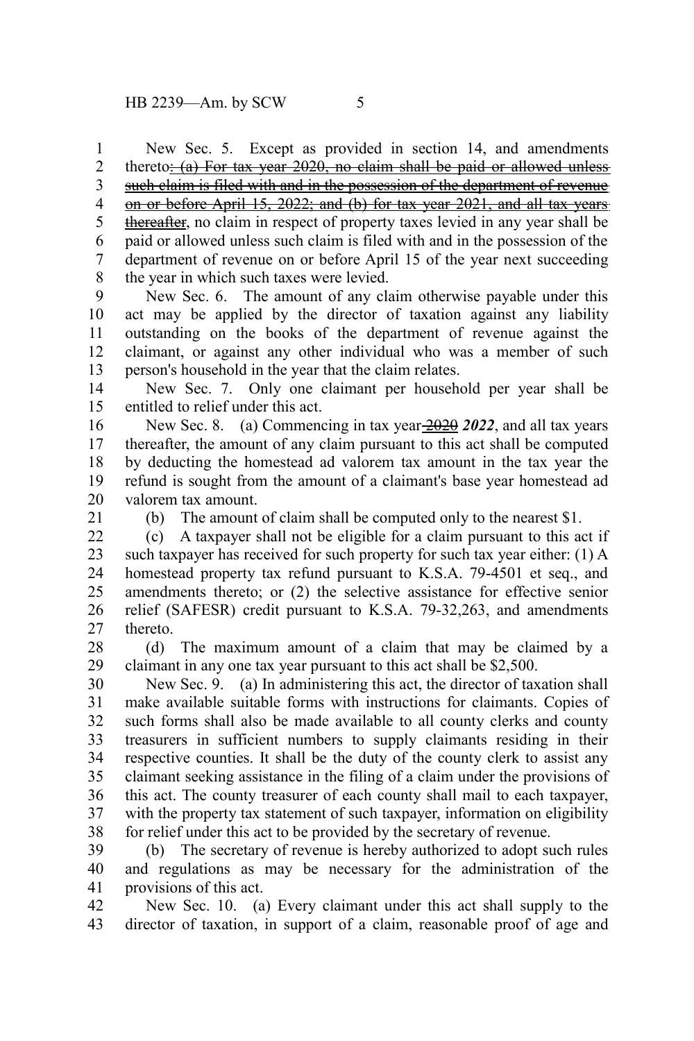New Sec. 5. Except as provided in section 14, and amendments thereto~~: (a) For tax year 2020, no claim shall be paid or allowed unless such claim is filed with and in the possession of the department of revenue on or before April 15, 2022; and (b) for tax year 2021, and all tax years thereafter~~, no claim in respect of property taxes levied in any year shall be paid or allowed unless such claim is filed with and in the possession of the department of revenue on or before April 15 of the year next succeeding the year in which such taxes were levied.

New Sec. 6. The amount of any claim otherwise payable under this act may be applied by the director of taxation against any liability outstanding on the books of the department of revenue against the claimant, or against any other individual who was a member of such person's household in the year that the claim relates.

New Sec. 7. Only one claimant per household per year shall be entitled to relief under this act.

New Sec. 8. (a) Commencing in tax year ~~2020~~ ***2022***, and all tax years thereafter, the amount of any claim pursuant to this act shall be computed by deducting the homestead ad valorem tax amount in the tax year the refund is sought from the amount of a claimant's base year homestead ad valorem tax amount.

(b) The amount of claim shall be computed only to the nearest $1.

(c) A taxpayer shall not be eligible for a claim pursuant to this act if such taxpayer has received for such property for such tax year either: (1) A homestead property tax refund pursuant to K.S.A. 79-4501 et seq., and amendments thereto; or (2) the selective assistance for effective senior relief (SAFESR) credit pursuant to K.S.A. 79-32,263, and amendments thereto.

(d) The maximum amount of a claim that may be claimed by a claimant in any one tax year pursuant to this act shall be $2,500.

New Sec. 9. (a) In administering this act, the director of taxation shall make available suitable forms with instructions for claimants. Copies of such forms shall also be made available to all county clerks and county treasurers in sufficient numbers to supply claimants residing in their respective counties. It shall be the duty of the county clerk to assist any claimant seeking assistance in the filing of a claim under the provisions of this act. The county treasurer of each county shall mail to each taxpayer, with the property tax statement of such taxpayer, information on eligibility for relief under this act to be provided by the secretary of revenue.

(b) The secretary of revenue is hereby authorized to adopt such rules and regulations as may be necessary for the administration of the provisions of this act.

New Sec. 10. (a) Every claimant under this act shall supply to the director of taxation, in support of a claim, reasonable proof of age and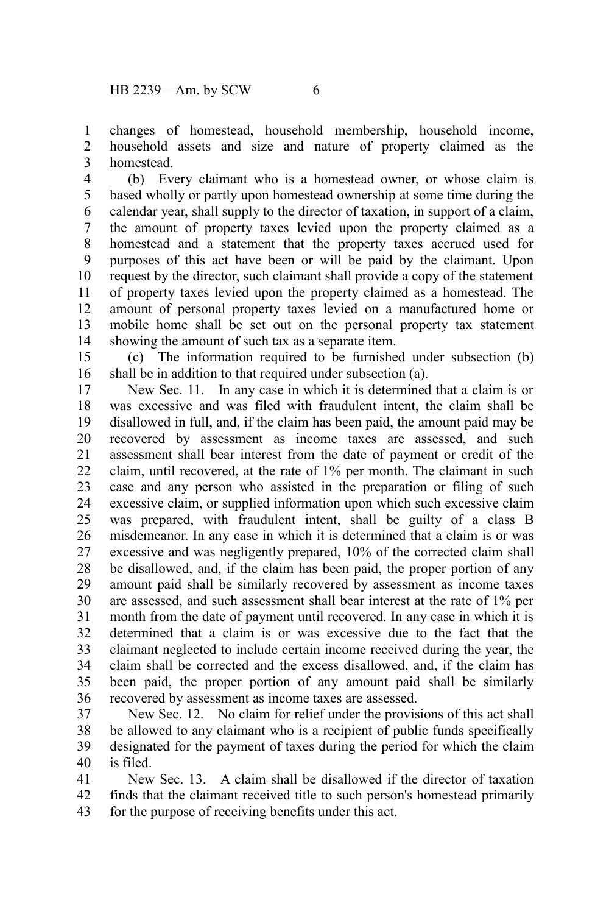changes of homestead, household membership, household income, household assets and size and nature of property claimed as the homestead.

(b) Every claimant who is a homestead owner, or whose claim is based wholly or partly upon homestead ownership at some time during the calendar year, shall supply to the director of taxation, in support of a claim, the amount of property taxes levied upon the property claimed as a homestead and a statement that the property taxes accrued used for purposes of this act have been or will be paid by the claimant. Upon request by the director, such claimant shall provide a copy of the statement of property taxes levied upon the property claimed as a homestead. The amount of personal property taxes levied on a manufactured home or mobile home shall be set out on the personal property tax statement showing the amount of such tax as a separate item.

(c) The information required to be furnished under subsection (b) shall be in addition to that required under subsection (a).

New Sec. 11. In any case in which it is determined that a claim is or was excessive and was filed with fraudulent intent, the claim shall be disallowed in full, and, if the claim has been paid, the amount paid may be recovered by assessment as income taxes are assessed, and such assessment shall bear interest from the date of payment or credit of the claim, until recovered, at the rate of 1% per month. The claimant in such case and any person who assisted in the preparation or filing of such excessive claim, or supplied information upon which such excessive claim was prepared, with fraudulent intent, shall be guilty of a class B misdemeanor. In any case in which it is determined that a claim is or was excessive and was negligently prepared, 10% of the corrected claim shall be disallowed, and, if the claim has been paid, the proper portion of any amount paid shall be similarly recovered by assessment as income taxes are assessed, and such assessment shall bear interest at the rate of 1% per month from the date of payment until recovered. In any case in which it is determined that a claim is or was excessive due to the fact that the claimant neglected to include certain income received during the year, the claim shall be corrected and the excess disallowed, and, if the claim has been paid, the proper portion of any amount paid shall be similarly recovered by assessment as income taxes are assessed.

New Sec. 12. No claim for relief under the provisions of this act shall be allowed to any claimant who is a recipient of public funds specifically designated for the payment of taxes during the period for which the claim is filed.

New Sec. 13. A claim shall be disallowed if the director of taxation finds that the claimant received title to such person's homestead primarily for the purpose of receiving benefits under this act.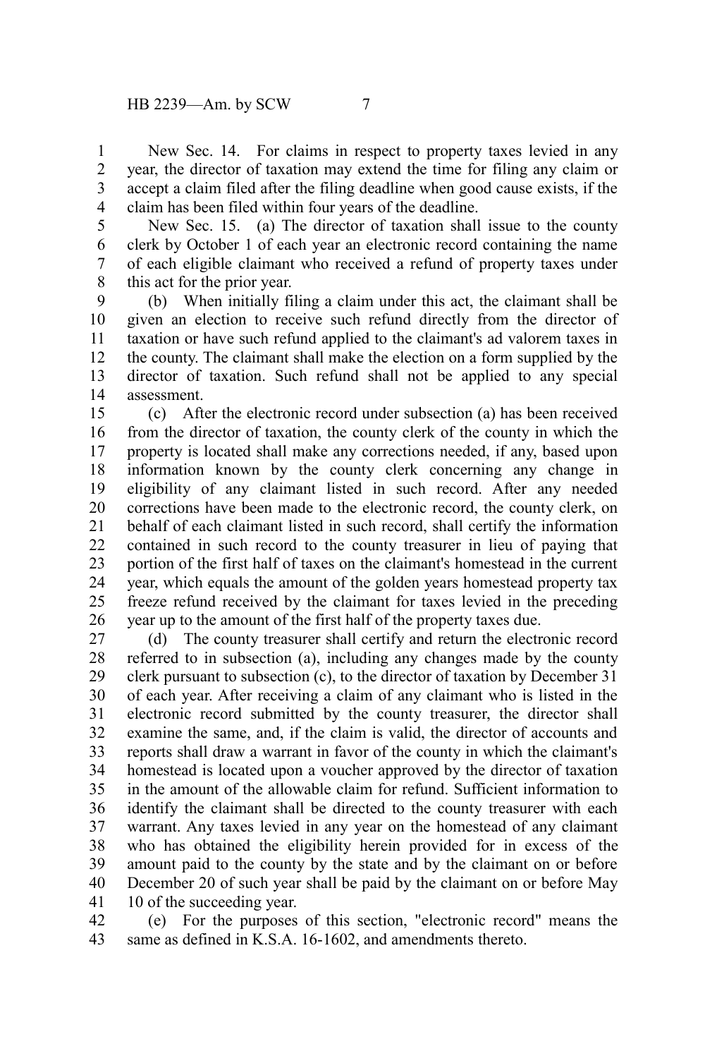New Sec. 14. For claims in respect to property taxes levied in any year, the director of taxation may extend the time for filing any claim or accept a claim filed after the filing deadline when good cause exists, if the claim has been filed within four years of the deadline.

New Sec. 15. (a) The director of taxation shall issue to the county clerk by October 1 of each year an electronic record containing the name of each eligible claimant who received a refund of property taxes under this act for the prior year.

(b) When initially filing a claim under this act, the claimant shall be given an election to receive such refund directly from the director of taxation or have such refund applied to the claimant's ad valorem taxes in the county. The claimant shall make the election on a form supplied by the director of taxation. Such refund shall not be applied to any special assessment.

(c) After the electronic record under subsection (a) has been received from the director of taxation, the county clerk of the county in which the property is located shall make any corrections needed, if any, based upon information known by the county clerk concerning any change in eligibility of any claimant listed in such record. After any needed corrections have been made to the electronic record, the county clerk, on behalf of each claimant listed in such record, shall certify the information contained in such record to the county treasurer in lieu of paying that portion of the first half of taxes on the claimant's homestead in the current year, which equals the amount of the golden years homestead property tax freeze refund received by the claimant for taxes levied in the preceding year up to the amount of the first half of the property taxes due.

(d) The county treasurer shall certify and return the electronic record referred to in subsection (a), including any changes made by the county clerk pursuant to subsection (c), to the director of taxation by December 31 of each year. After receiving a claim of any claimant who is listed in the electronic record submitted by the county treasurer, the director shall examine the same, and, if the claim is valid, the director of accounts and reports shall draw a warrant in favor of the county in which the claimant's homestead is located upon a voucher approved by the director of taxation in the amount of the allowable claim for refund. Sufficient information to identify the claimant shall be directed to the county treasurer with each warrant. Any taxes levied in any year on the homestead of any claimant who has obtained the eligibility herein provided for in excess of the amount paid to the county by the state and by the claimant on or before December 20 of such year shall be paid by the claimant on or before May 10 of the succeeding year.

(e) For the purposes of this section, "electronic record" means the same as defined in K.S.A. 16-1602, and amendments thereto.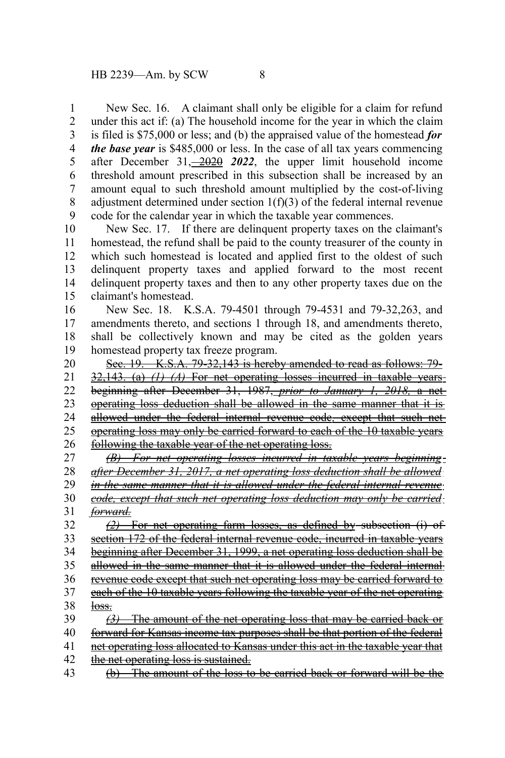New Sec. 16. A claimant shall only be eligible for a claim for refund under this act if: (a) The household income for the year in which the claim is filed is $75,000 or less; and (b) the appraised value of the homestead ***for the base year*** is $485,000 or less. In the case of all tax years commencing after December 31, ~~2020~~ ***2022***, the upper limit household income threshold amount prescribed in this subsection shall be increased by an amount equal to such threshold amount multiplied by the cost-of-living adjustment determined under section 1(f)(3) of the federal internal revenue code for the calendar year in which the taxable year commences.

New Sec. 17. If there are delinquent property taxes on the claimant's homestead, the refund shall be paid to the county treasurer of the county in which such homestead is located and applied first to the oldest of such delinquent property taxes and applied forward to the most recent delinquent property taxes and then to any other property taxes due on the claimant's homestead.

New Sec. 18. K.S.A. 79-4501 through 79-4531 and 79-32,263, and amendments thereto, and sections 1 through 18, and amendments thereto, shall be collectively known and may be cited as the golden years homestead property tax freeze program.

~~Sec. 19. K.S.A. 79-32,143 is hereby amended to read as follows: 79-32,143. (a)~~ ~~*(1) (A)*~~ ~~For net operating losses incurred in taxable years beginning after December 31, 1987,~~ ~~*prior to January 1, 2018,*~~ ~~a net operating loss deduction shall be allowed in the same manner that it is allowed under the federal internal revenue code, except that such net operating loss may only be carried forward to each of the 10 taxable years following the taxable year of the net operating loss.~~

~~*(B) For net operating losses incurred in taxable years beginning after December 31, 2017, a net operating loss deduction shall be allowed in the same manner that it is allowed under the federal internal revenue code, except that such net operating loss deduction may only be carried forward.*~~

~~*(2)*~~ ~~For net operating farm losses, as defined by subsection (i) of section 172 of the federal internal revenue code, incurred in taxable years beginning after December 31, 1999, a net operating loss deduction shall be allowed in the same manner that it is allowed under the federal internal revenue code except that such net operating loss may be carried forward to each of the 10 taxable years following the taxable year of the net operating loss.~~

~~*(3)*~~ ~~The amount of the net operating loss that may be carried back or forward for Kansas income tax purposes shall be that portion of the federal net operating loss allocated to Kansas under this act in the taxable year that the net operating loss is sustained.~~

~~(b) The amount of the loss to be carried back or forward will be the~~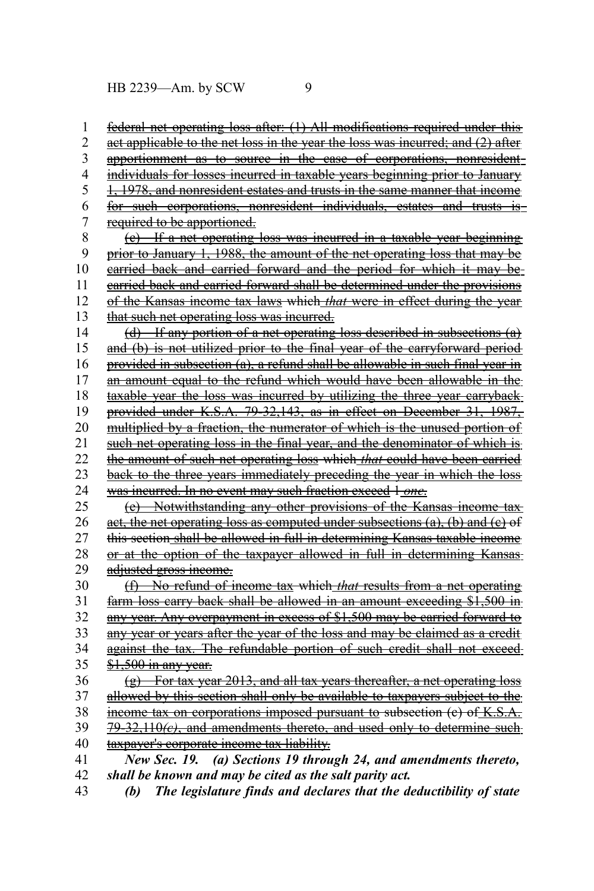~~federal net operating loss after: (1) All modifications required under this act applicable to the net loss in the year the loss was incurred; and (2) after apportionment as to source in the case of corporations, nonresident individuals for losses incurred in taxable years beginning prior to January 1, 1978, and nonresident estates and trusts in the same manner that income for such corporations, nonresident individuals, estates and trusts is required to be apportioned.~~

~~(c) If a net operating loss was incurred in a taxable year beginning prior to January 1, 1988, the amount of the net operating loss that may be carried back and carried forward and the period for which it may be carried back and carried forward shall be determined under the provisions of the Kansas income tax laws which~~ ~~*that*~~ ~~were in effect during the year that such net operating loss was incurred.~~

~~(d) If any portion of a net operating loss described in subsections (a) and (b) is not utilized prior to the final year of the carryforward period provided in subsection (a), a refund shall be allowable in such final year in an amount equal to the refund which would have been allowable in the taxable year the loss was incurred by utilizing the three year carryback provided under K.S.A. 79-32,143, as in effect on December 31, 1987, multiplied by a fraction, the numerator of which is the unused portion of such net operating loss in the final year, and the denominator of which is the amount of such net operating loss which~~ ~~*that*~~ ~~could have been carried back to the three years immediately preceding the year in which the loss was incurred. In no event may such fraction exceed 1~~ ~~*one*~~.

~~(e) Notwithstanding any other provisions of the Kansas income tax act, the net operating loss as computed under subsections (a), (b) and (c) of this section shall be allowed in full in determining Kansas taxable income or at the option of the taxpayer allowed in full in determining Kansas adjusted gross income.~~

~~(f) No refund of income tax which~~ ~~*that*~~ ~~results from a net operating farm loss carry back shall be allowed in an amount exceeding $1,500 in any year. Any overpayment in excess of $1,500 may be carried forward to any year or years after the year of the loss and may be claimed as a credit against the tax. The refundable portion of such credit shall not exceed $1,500 in any year.~~

~~(g) For tax year 2013, and all tax years thereafter, a net operating loss allowed by this section shall only be available to taxpayers subject to the income tax on corporations imposed pursuant to subsection (c) of K.S.A. 79-32,110~~ ~~*(c)*~~~~, and amendments thereto, and used only to determine such taxpayer's corporate income tax liability.~~

***New Sec. 19. (a) Sections 19 through 24, and amendments thereto, shall be known and may be cited as the salt parity act.***

***(b) The legislature finds and declares that the deductibility of state***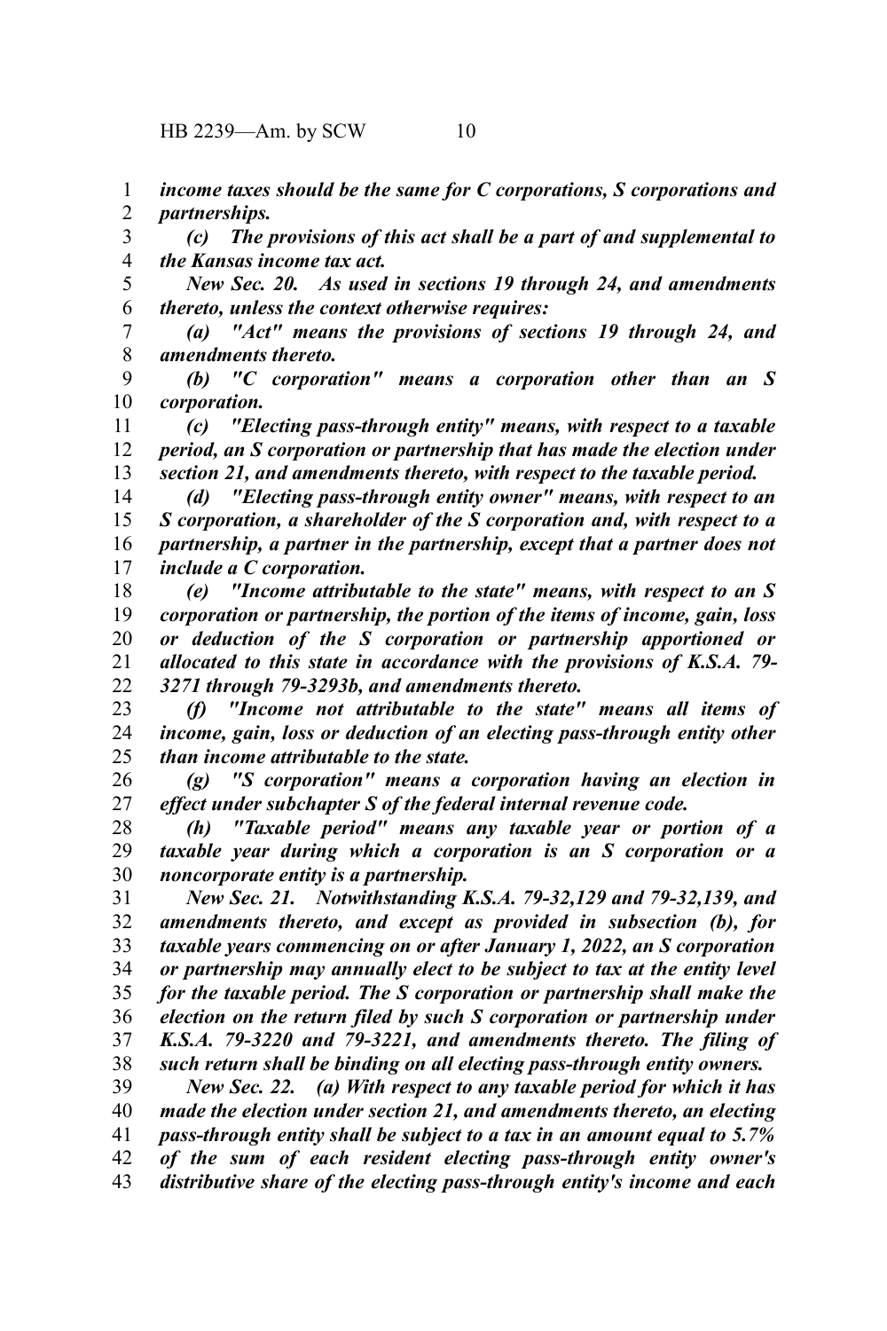*income taxes should be the same for C corporations, S corporations and partnerships.*

*(c) The provisions of this act shall be a part of and supplemental to the Kansas income tax act.*

*New Sec. 20. As used in sections 19 through 24, and amendments thereto, unless the context otherwise requires:*

*(a) "Act" means the provisions of sections 19 through 24, and amendments thereto.*

*(b) "C corporation" means a corporation other than an S corporation.*

*(c) "Electing pass-through entity" means, with respect to a taxable period, an S corporation or partnership that has made the election under section 21, and amendments thereto, with respect to the taxable period.*

*(d) "Electing pass-through entity owner" means, with respect to an S corporation, a shareholder of the S corporation and, with respect to a partnership, a partner in the partnership, except that a partner does not include a C corporation.*

*(e) "Income attributable to the state" means, with respect to an S corporation or partnership, the portion of the items of income, gain, loss or deduction of the S corporation or partnership apportioned or allocated to this state in accordance with the provisions of K.S.A. 79-3271 through 79-3293b, and amendments thereto.*

*(f) "Income not attributable to the state" means all items of income, gain, loss or deduction of an electing pass-through entity other than income attributable to the state.*

*(g) "S corporation" means a corporation having an election in effect under subchapter S of the federal internal revenue code.*

*(h) "Taxable period" means any taxable year or portion of a taxable year during which a corporation is an S corporation or a noncorporate entity is a partnership.*

*New Sec. 21. Notwithstanding K.S.A. 79-32,129 and 79-32,139, and amendments thereto, and except as provided in subsection (b), for taxable years commencing on or after January 1, 2022, an S corporation or partnership may annually elect to be subject to tax at the entity level for the taxable period. The S corporation or partnership shall make the election on the return filed by such S corporation or partnership under K.S.A. 79-3220 and 79-3221, and amendments thereto. The filing of such return shall be binding on all electing pass-through entity owners.*

*New Sec. 22. (a) With respect to any taxable period for which it has made the election under section 21, and amendments thereto, an electing pass-through entity shall be subject to a tax in an amount equal to 5.7% of the sum of each resident electing pass-through entity owner's distributive share of the electing pass-through entity's income and each*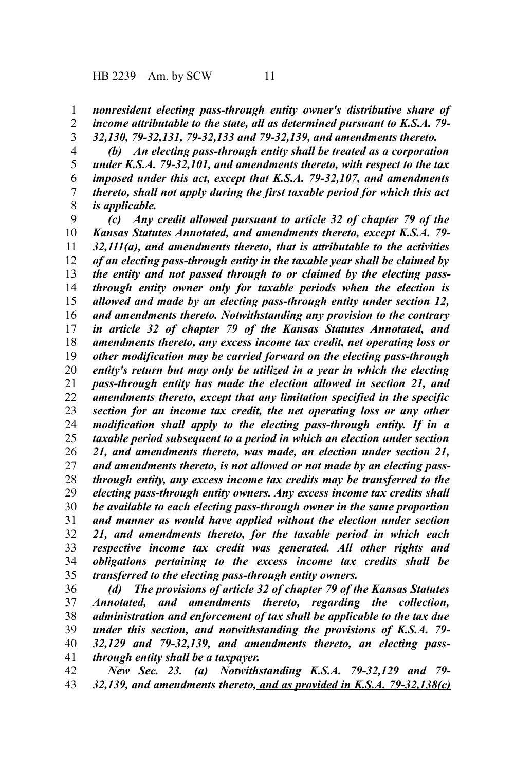***nonresident electing pass-through entity owner's distributive share of income attributable to the state, all as determined pursuant to K.S.A. 79-32,130, 79-32,131, 79-32,133 and 79-32,139, and amendments thereto.***

***(b) An electing pass-through entity shall be treated as a corporation under K.S.A. 79-32,101, and amendments thereto, with respect to the tax imposed under this act, except that K.S.A. 79-32,107, and amendments thereto, shall not apply during the first taxable period for which this act is applicable.***

***(c) Any credit allowed pursuant to article 32 of chapter 79 of the Kansas Statutes Annotated, and amendments thereto, except K.S.A. 79-32,111(a), and amendments thereto, that is attributable to the activities of an electing pass-through entity in the taxable year shall be claimed by the entity and not passed through to or claimed by the electing pass-through entity owner only for taxable periods when the election is allowed and made by an electing pass-through entity under section 12, and amendments thereto. Notwithstanding any provision to the contrary in article 32 of chapter 79 of the Kansas Statutes Annotated, and amendments thereto, any excess income tax credit, net operating loss or other modification may be carried forward on the electing pass-through entity's return but may only be utilized in a year in which the electing pass-through entity has made the election allowed in section 21, and amendments thereto, except that any limitation specified in the specific section for an income tax credit, the net operating loss or any other modification shall apply to the electing pass-through entity. If in a taxable period subsequent to a period in which an election under section 21, and amendments thereto, was made, an election under section 21, and amendments thereto, is not allowed or not made by an electing pass-through entity, any excess income tax credits may be transferred to the electing pass-through entity owners. Any excess income tax credits shall be available to each electing pass-through owner in the same proportion and manner as would have applied without the election under section 21, and amendments thereto, for the taxable period in which each respective income tax credit was generated. All other rights and obligations pertaining to the excess income tax credits shall be transferred to the electing pass-through entity owners.***

***(d) The provisions of article 32 of chapter 79 of the Kansas Statutes Annotated, and amendments thereto, regarding the collection, administration and enforcement of tax shall be applicable to the tax due under this section, and notwithstanding the provisions of K.S.A. 79-32,129 and 79-32,139, and amendments thereto, an electing pass-through entity shall be a taxpayer.***

***New Sec. 23. (a) Notwithstanding K.S.A. 79-32,129 and 79-32,139, and amendments thereto,~~ and as provided in K.S.A. 79-32,138(c)~~***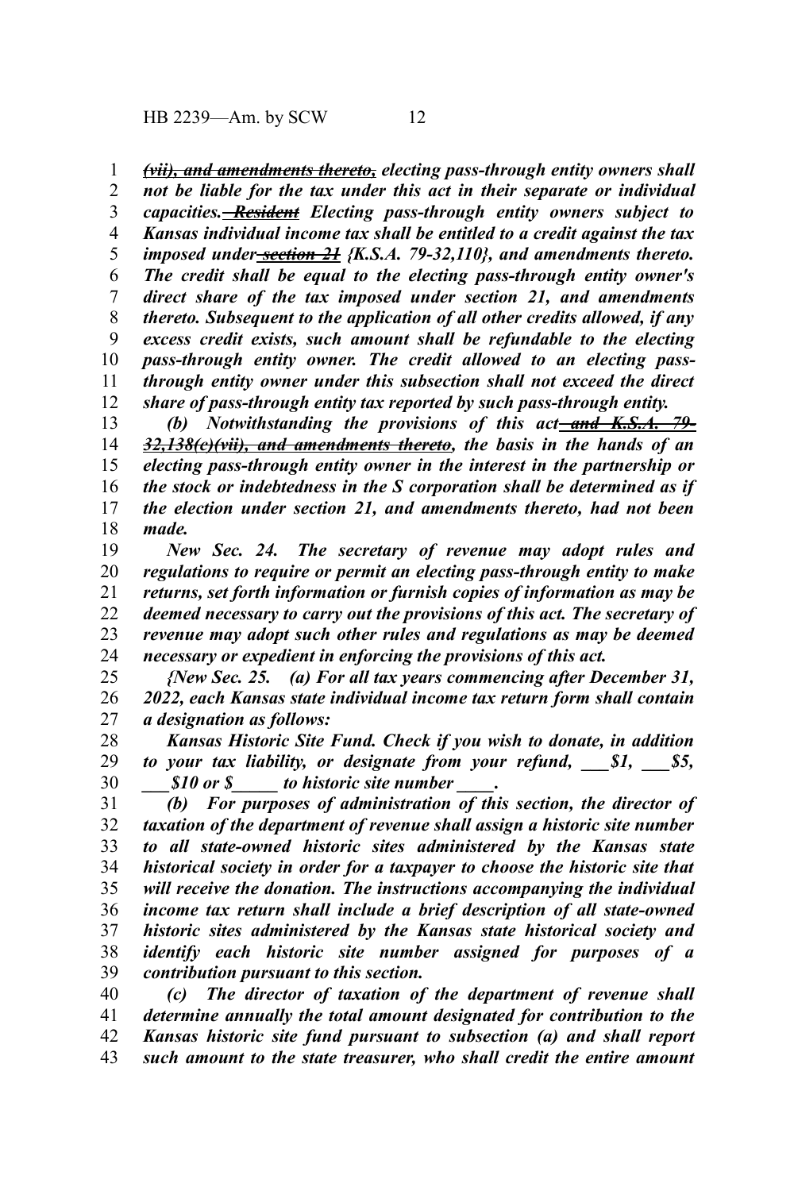*~~(vii), and amendments thereto,~~ electing pass-through entity owners shall not be liable for the tax under this act in their separate or individual capacities. ~~Resident~~ Electing pass-through entity owners subject to Kansas individual income tax shall be entitled to a credit against the tax imposed under ~~section 21~~ {K.S.A. 79-32,110}, and amendments thereto. The credit shall be equal to the electing pass-through entity owner's direct share of the tax imposed under section 21, and amendments thereto. Subsequent to the application of all other credits allowed, if any excess credit exists, such amount shall be refundable to the electing pass-through entity owner. The credit allowed to an electing pass-through entity owner under this subsection shall not exceed the direct share of pass-through entity tax reported by such pass-through entity.*

*(b) Notwithstanding the provisions of this act ~~and K.S.A. 79-32,138(c)(vii), and amendments thereto~~, the basis in the hands of an electing pass-through entity owner in the interest in the partnership or the stock or indebtedness in the S corporation shall be determined as if the election under section 21, and amendments thereto, had not been made.*

*New Sec. 24. The secretary of revenue may adopt rules and regulations to require or permit an electing pass-through entity to make returns, set forth information or furnish copies of information as may be deemed necessary to carry out the provisions of this act. The secretary of revenue may adopt such other rules and regulations as may be deemed necessary or expedient in enforcing the provisions of this act.*

*{New Sec. 25. (a) For all tax years commencing after December 31, 2022, each Kansas state individual income tax return form shall contain a designation as follows:*

*Kansas Historic Site Fund. Check if you wish to donate, in addition to your tax liability, or designate from your refund, \_\_\_$1, \_\_\_$5, \_\_\_$10 or $\_\_\_\_\_ to historic site number \_\_\_\_.*

*(b) For purposes of administration of this section, the director of taxation of the department of revenue shall assign a historic site number to all state-owned historic sites administered by the Kansas state historical society in order for a taxpayer to choose the historic site that will receive the donation. The instructions accompanying the individual income tax return shall include a brief description of all state-owned historic sites administered by the Kansas state historical society and identify each historic site number assigned for purposes of a contribution pursuant to this section.*

*(c) The director of taxation of the department of revenue shall determine annually the total amount designated for contribution to the Kansas historic site fund pursuant to subsection (a) and shall report such amount to the state treasurer, who shall credit the entire amount*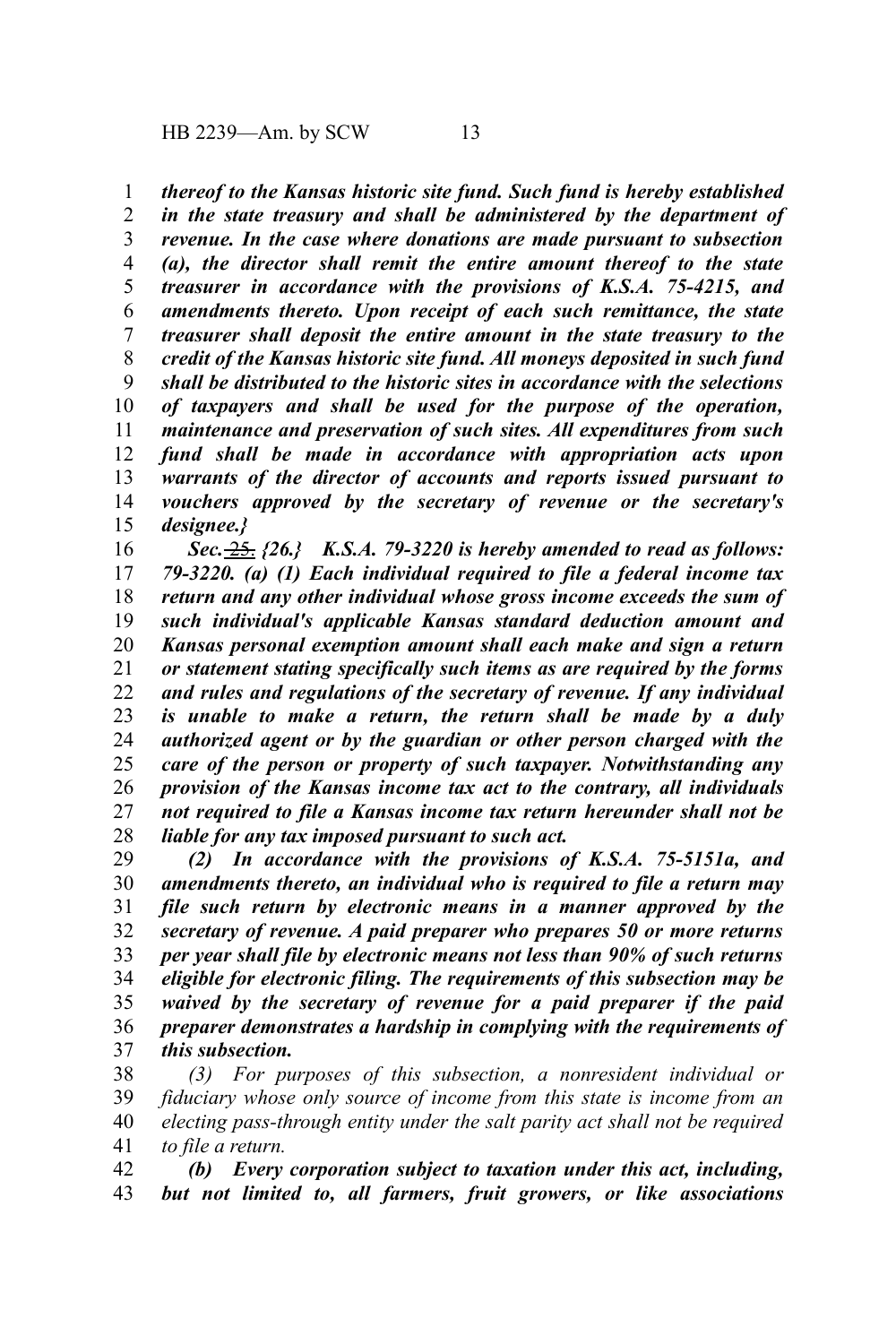***thereof to the Kansas historic site fund. Such fund is hereby established in the state treasury and shall be administered by the department of revenue. In the case where donations are made pursuant to subsection (a), the director shall remit the entire amount thereof to the state treasurer in accordance with the provisions of K.S.A. 75-4215, and amendments thereto. Upon receipt of each such remittance, the state treasurer shall deposit the entire amount in the state treasury to the credit of the Kansas historic site fund. All moneys deposited in such fund shall be distributed to the historic sites in accordance with the selections of taxpayers and shall be used for the purpose of the operation, maintenance and preservation of such sites. All expenditures from such fund shall be made in accordance with appropriation acts upon warrants of the director of accounts and reports issued pursuant to vouchers approved by the secretary of revenue or the secretary's designee.}***

***Sec.*** ~~***25.***~~ ***{26.} K.S.A. 79-3220 is hereby amended to read as follows: 79-3220. (a) (1) Each individual required to file a federal income tax return and any other individual whose gross income exceeds the sum of such individual's applicable Kansas standard deduction amount and Kansas personal exemption amount shall each make and sign a return or statement stating specifically such items as are required by the forms and rules and regulations of the secretary of revenue. If any individual is unable to make a return, the return shall be made by a duly authorized agent or by the guardian or other person charged with the care of the person or property of such taxpayer. Notwithstanding any provision of the Kansas income tax act to the contrary, all individuals not required to file a Kansas income tax return hereunder shall not be liable for any tax imposed pursuant to such act.***

***(2) In accordance with the provisions of K.S.A. 75-5151a, and amendments thereto, an individual who is required to file a return may file such return by electronic means in a manner approved by the secretary of revenue. A paid preparer who prepares 50 or more returns per year shall file by electronic means not less than 90% of such returns eligible for electronic filing. The requirements of this subsection may be waived by the secretary of revenue for a paid preparer if the paid preparer demonstrates a hardship in complying with the requirements of this subsection.***

*(3) For purposes of this subsection, a nonresident individual or fiduciary whose only source of income from this state is income from an electing pass-through entity under the salt parity act shall not be required to file a return.*

***(b) Every corporation subject to taxation under this act, including, but not limited to, all farmers, fruit growers, or like associations***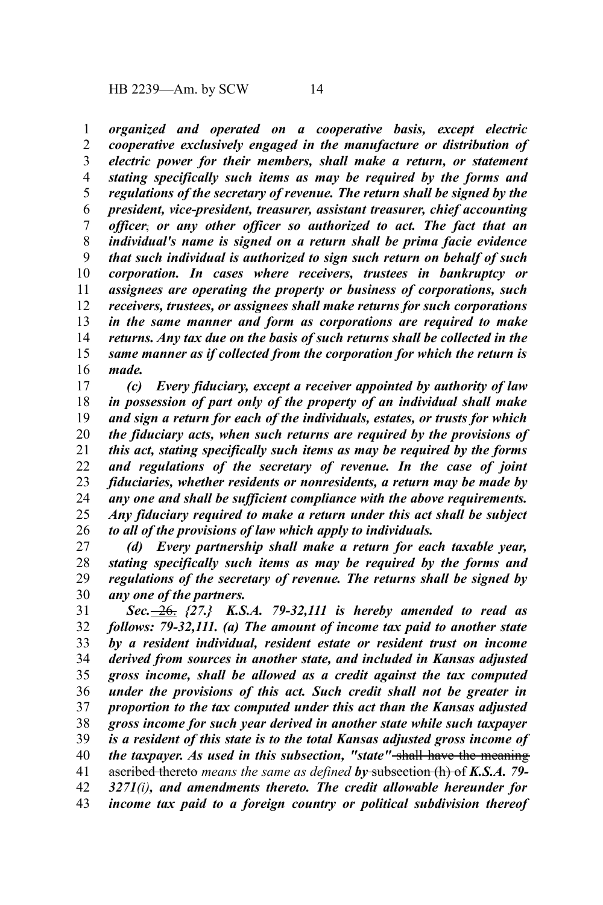***organized and operated on a cooperative basis, except electric cooperative exclusively engaged in the manufacture or distribution of electric power for their members, shall make a return, or statement stating specifically such items as may be required by the forms and regulations of the secretary of revenue. The return shall be signed by the president, vice-president, treasurer, assistant treasurer, chief accounting officer, or any other officer so authorized to act. The fact that an individual's name is signed on a return shall be prima facie evidence that such individual is authorized to sign such return on behalf of such corporation. In cases where receivers, trustees in bankruptcy or assignees are operating the property or business of corporations, such receivers, trustees, or assignees shall make returns for such corporations in the same manner and form as corporations are required to make returns. Any tax due on the basis of such returns shall be collected in the same manner as if collected from the corporation for which the return is made.***

***(c) Every fiduciary, except a receiver appointed by authority of law in possession of part only of the property of an individual shall make and sign a return for each of the individuals, estates, or trusts for which the fiduciary acts, when such returns are required by the provisions of this act, stating specifically such items as may be required by the forms and regulations of the secretary of revenue. In the case of joint fiduciaries, whether residents or nonresidents, a return may be made by any one and shall be sufficient compliance with the above requirements. Any fiduciary required to make a return under this act shall be subject to all of the provisions of law which apply to individuals.***

***(d) Every partnership shall make a return for each taxable year, stating specifically such items as may be required by the forms and regulations of the secretary of revenue. The returns shall be signed by any one of the partners.***

***Sec.*** ~~26.~~ ***{27.} K.S.A. 79-32,111 is hereby amended to read as follows: 79-32,111. (a) The amount of income tax paid to another state by a resident individual, resident estate or resident trust on income derived from sources in another state, and included in Kansas adjusted gross income, shall be allowed as a credit against the tax computed under the provisions of this act. Such credit shall not be greater in proportion to the tax computed under this act than the Kansas adjusted gross income for such year derived in another state while such taxpayer is a resident of this state is to the total Kansas adjusted gross income of the taxpayer. As used in this subsection, "state"*** ~~shall have the meaning ascribed thereto~~ ***means the same as defined by*** ~~subsection (h) of~~ ***K.S.A. 79-3271(i), and amendments thereto. The credit allowable hereunder for income tax paid to a foreign country or political subdivision thereof***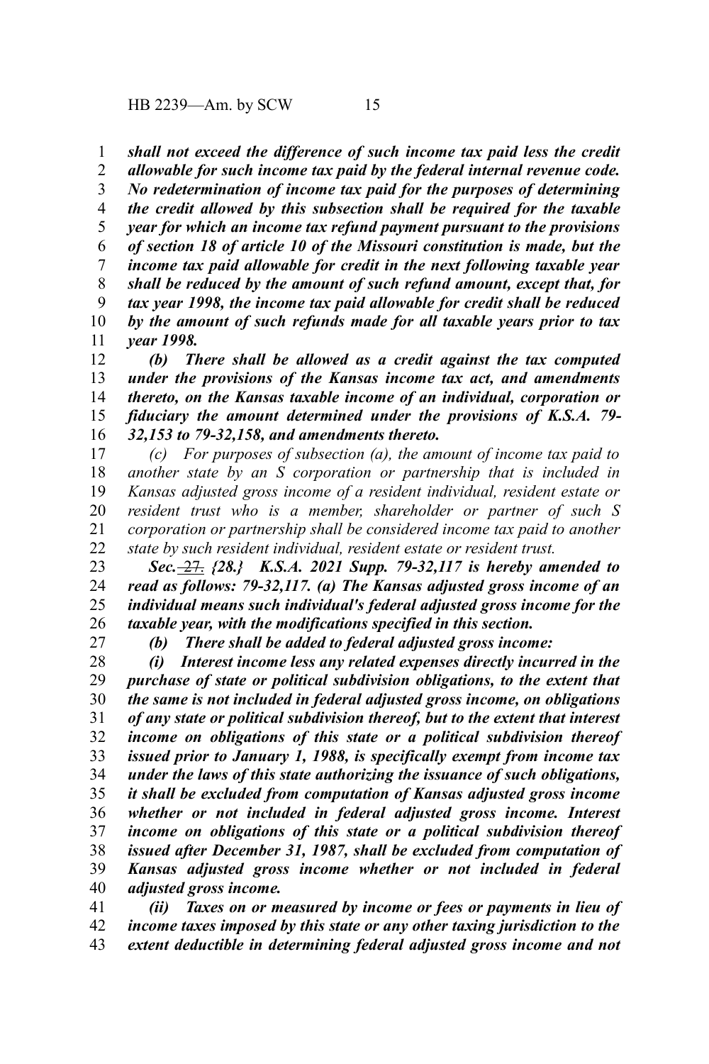***shall not exceed the difference of such income tax paid less the credit allowable for such income tax paid by the federal internal revenue code. No redetermination of income tax paid for the purposes of determining the credit allowed by this subsection shall be required for the taxable year for which an income tax refund payment pursuant to the provisions of section 18 of article 10 of the Missouri constitution is made, but the income tax paid allowable for credit in the next following taxable year shall be reduced by the amount of such refund amount, except that, for tax year 1998, the income tax paid allowable for credit shall be reduced by the amount of such refunds made for all taxable years prior to tax year 1998.***

***(b) There shall be allowed as a credit against the tax computed under the provisions of the Kansas income tax act, and amendments thereto, on the Kansas taxable income of an individual, corporation or fiduciary the amount determined under the provisions of K.S.A. 79-32,153 to 79-32,158, and amendments thereto.***

*(c) For purposes of subsection (a), the amount of income tax paid to another state by an S corporation or partnership that is included in Kansas adjusted gross income of a resident individual, resident estate or resident trust who is a member, shareholder or partner of such S corporation or partnership shall be considered income tax paid to another state by such resident individual, resident estate or resident trust.*

***Sec.*** ~~27.~~ ***{28.} K.S.A. 2021 Supp. 79-32,117 is hereby amended to read as follows: 79-32,117. (a) The Kansas adjusted gross income of an individual means such individual's federal adjusted gross income for the taxable year, with the modifications specified in this section.***

***(b) There shall be added to federal adjusted gross income:***

***(i) Interest income less any related expenses directly incurred in the purchase of state or political subdivision obligations, to the extent that the same is not included in federal adjusted gross income, on obligations of any state or political subdivision thereof, but to the extent that interest income on obligations of this state or a political subdivision thereof issued prior to January 1, 1988, is specifically exempt from income tax under the laws of this state authorizing the issuance of such obligations, it shall be excluded from computation of Kansas adjusted gross income whether or not included in federal adjusted gross income. Interest income on obligations of this state or a political subdivision thereof issued after December 31, 1987, shall be excluded from computation of Kansas adjusted gross income whether or not included in federal adjusted gross income.***

***(ii) Taxes on or measured by income or fees or payments in lieu of income taxes imposed by this state or any other taxing jurisdiction to the extent deductible in determining federal adjusted gross income and not***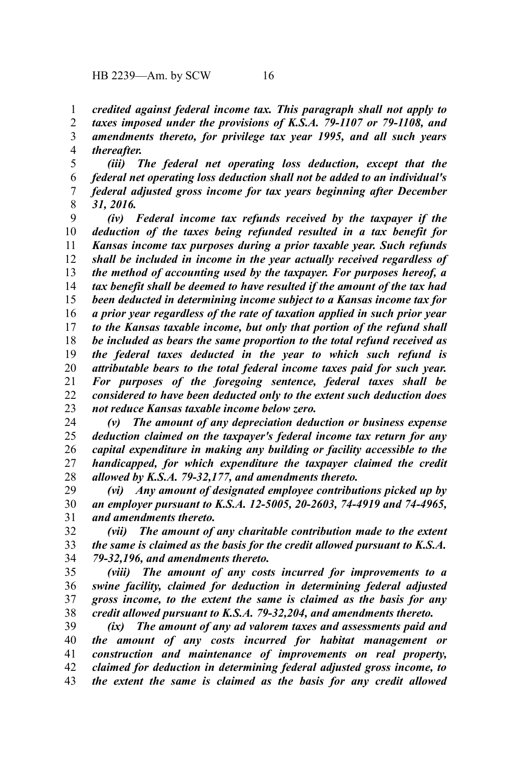*credited against federal income tax. This paragraph shall not apply to taxes imposed under the provisions of K.S.A. 79-1107 or 79-1108, and amendments thereto, for privilege tax year 1995, and all such years thereafter.*

*(iii) The federal net operating loss deduction, except that the federal net operating loss deduction shall not be added to an individual's federal adjusted gross income for tax years beginning after December 31, 2016.*

*(iv) Federal income tax refunds received by the taxpayer if the deduction of the taxes being refunded resulted in a tax benefit for Kansas income tax purposes during a prior taxable year. Such refunds shall be included in income in the year actually received regardless of the method of accounting used by the taxpayer. For purposes hereof, a tax benefit shall be deemed to have resulted if the amount of the tax had been deducted in determining income subject to a Kansas income tax for a prior year regardless of the rate of taxation applied in such prior year to the Kansas taxable income, but only that portion of the refund shall be included as bears the same proportion to the total refund received as the federal taxes deducted in the year to which such refund is attributable bears to the total federal income taxes paid for such year. For purposes of the foregoing sentence, federal taxes shall be considered to have been deducted only to the extent such deduction does not reduce Kansas taxable income below zero.*

*(v) The amount of any depreciation deduction or business expense deduction claimed on the taxpayer's federal income tax return for any capital expenditure in making any building or facility accessible to the handicapped, for which expenditure the taxpayer claimed the credit allowed by K.S.A. 79-32,177, and amendments thereto.*

*(vi) Any amount of designated employee contributions picked up by an employer pursuant to K.S.A. 12-5005, 20-2603, 74-4919 and 74-4965, and amendments thereto.*

*(vii) The amount of any charitable contribution made to the extent the same is claimed as the basis for the credit allowed pursuant to K.S.A. 79-32,196, and amendments thereto.*

*(viii) The amount of any costs incurred for improvements to a swine facility, claimed for deduction in determining federal adjusted gross income, to the extent the same is claimed as the basis for any credit allowed pursuant to K.S.A. 79-32,204, and amendments thereto.*

*(ix) The amount of any ad valorem taxes and assessments paid and the amount of any costs incurred for habitat management or construction and maintenance of improvements on real property, claimed for deduction in determining federal adjusted gross income, to the extent the same is claimed as the basis for any credit allowed*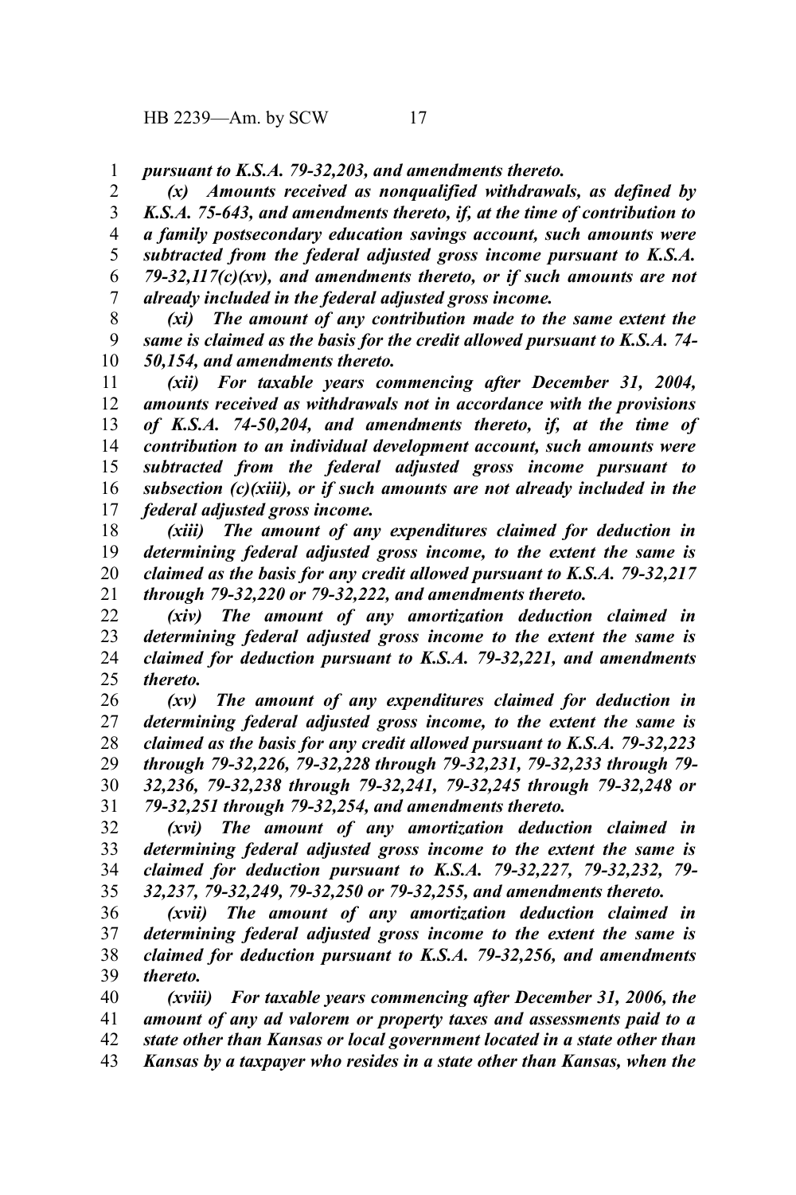*pursuant to K.S.A. 79-32,203, and amendments thereto.*

*(x) Amounts received as nonqualified withdrawals, as defined by K.S.A. 75-643, and amendments thereto, if, at the time of contribution to a family postsecondary education savings account, such amounts were subtracted from the federal adjusted gross income pursuant to K.S.A. 79-32,117(c)(xv), and amendments thereto, or if such amounts are not already included in the federal adjusted gross income.*

*(xi) The amount of any contribution made to the same extent the same is claimed as the basis for the credit allowed pursuant to K.S.A. 74-50,154, and amendments thereto.*

*(xii) For taxable years commencing after December 31, 2004, amounts received as withdrawals not in accordance with the provisions of K.S.A. 74-50,204, and amendments thereto, if, at the time of contribution to an individual development account, such amounts were subtracted from the federal adjusted gross income pursuant to subsection (c)(xiii), or if such amounts are not already included in the federal adjusted gross income.*

*(xiii) The amount of any expenditures claimed for deduction in determining federal adjusted gross income, to the extent the same is claimed as the basis for any credit allowed pursuant to K.S.A. 79-32,217 through 79-32,220 or 79-32,222, and amendments thereto.*

*(xiv) The amount of any amortization deduction claimed in determining federal adjusted gross income to the extent the same is claimed for deduction pursuant to K.S.A. 79-32,221, and amendments thereto.*

*(xv) The amount of any expenditures claimed for deduction in determining federal adjusted gross income, to the extent the same is claimed as the basis for any credit allowed pursuant to K.S.A. 79-32,223 through 79-32,226, 79-32,228 through 79-32,231, 79-32,233 through 79-32,236, 79-32,238 through 79-32,241, 79-32,245 through 79-32,248 or 79-32,251 through 79-32,254, and amendments thereto.*

*(xvi) The amount of any amortization deduction claimed in determining federal adjusted gross income to the extent the same is claimed for deduction pursuant to K.S.A. 79-32,227, 79-32,232, 79-32,237, 79-32,249, 79-32,250 or 79-32,255, and amendments thereto.*

*(xvii) The amount of any amortization deduction claimed in determining federal adjusted gross income to the extent the same is claimed for deduction pursuant to K.S.A. 79-32,256, and amendments thereto.*

*(xviii) For taxable years commencing after December 31, 2006, the amount of any ad valorem or property taxes and assessments paid to a state other than Kansas or local government located in a state other than Kansas by a taxpayer who resides in a state other than Kansas, when the*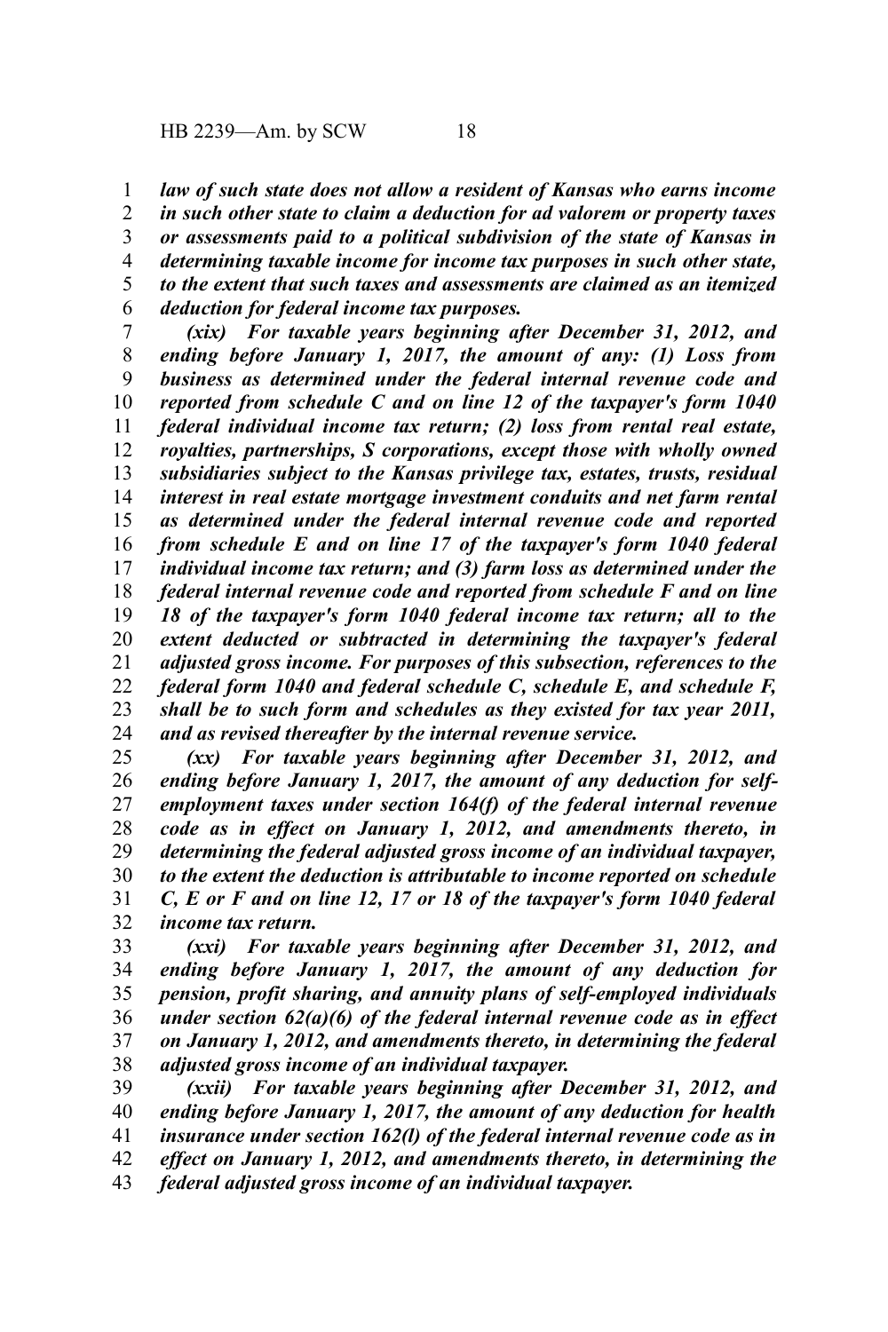*law of such state does not allow a resident of Kansas who earns income in such other state to claim a deduction for ad valorem or property taxes or assessments paid to a political subdivision of the state of Kansas in determining taxable income for income tax purposes in such other state, to the extent that such taxes and assessments are claimed as an itemized deduction for federal income tax purposes.*

*(xix) For taxable years beginning after December 31, 2012, and ending before January 1, 2017, the amount of any: (1) Loss from business as determined under the federal internal revenue code and reported from schedule C and on line 12 of the taxpayer's form 1040 federal individual income tax return; (2) loss from rental real estate, royalties, partnerships, S corporations, except those with wholly owned subsidiaries subject to the Kansas privilege tax, estates, trusts, residual interest in real estate mortgage investment conduits and net farm rental as determined under the federal internal revenue code and reported from schedule E and on line 17 of the taxpayer's form 1040 federal individual income tax return; and (3) farm loss as determined under the federal internal revenue code and reported from schedule F and on line 18 of the taxpayer's form 1040 federal income tax return; all to the extent deducted or subtracted in determining the taxpayer's federal adjusted gross income. For purposes of this subsection, references to the federal form 1040 and federal schedule C, schedule E, and schedule F, shall be to such form and schedules as they existed for tax year 2011, and as revised thereafter by the internal revenue service.*

*(xx) For taxable years beginning after December 31, 2012, and ending before January 1, 2017, the amount of any deduction for self-employment taxes under section 164(f) of the federal internal revenue code as in effect on January 1, 2012, and amendments thereto, in determining the federal adjusted gross income of an individual taxpayer, to the extent the deduction is attributable to income reported on schedule C, E or F and on line 12, 17 or 18 of the taxpayer's form 1040 federal income tax return.*

*(xxi) For taxable years beginning after December 31, 2012, and ending before January 1, 2017, the amount of any deduction for pension, profit sharing, and annuity plans of self-employed individuals under section 62(a)(6) of the federal internal revenue code as in effect on January 1, 2012, and amendments thereto, in determining the federal adjusted gross income of an individual taxpayer.*

*(xxii) For taxable years beginning after December 31, 2012, and ending before January 1, 2017, the amount of any deduction for health insurance under section 162(l) of the federal internal revenue code as in effect on January 1, 2012, and amendments thereto, in determining the federal adjusted gross income of an individual taxpayer.*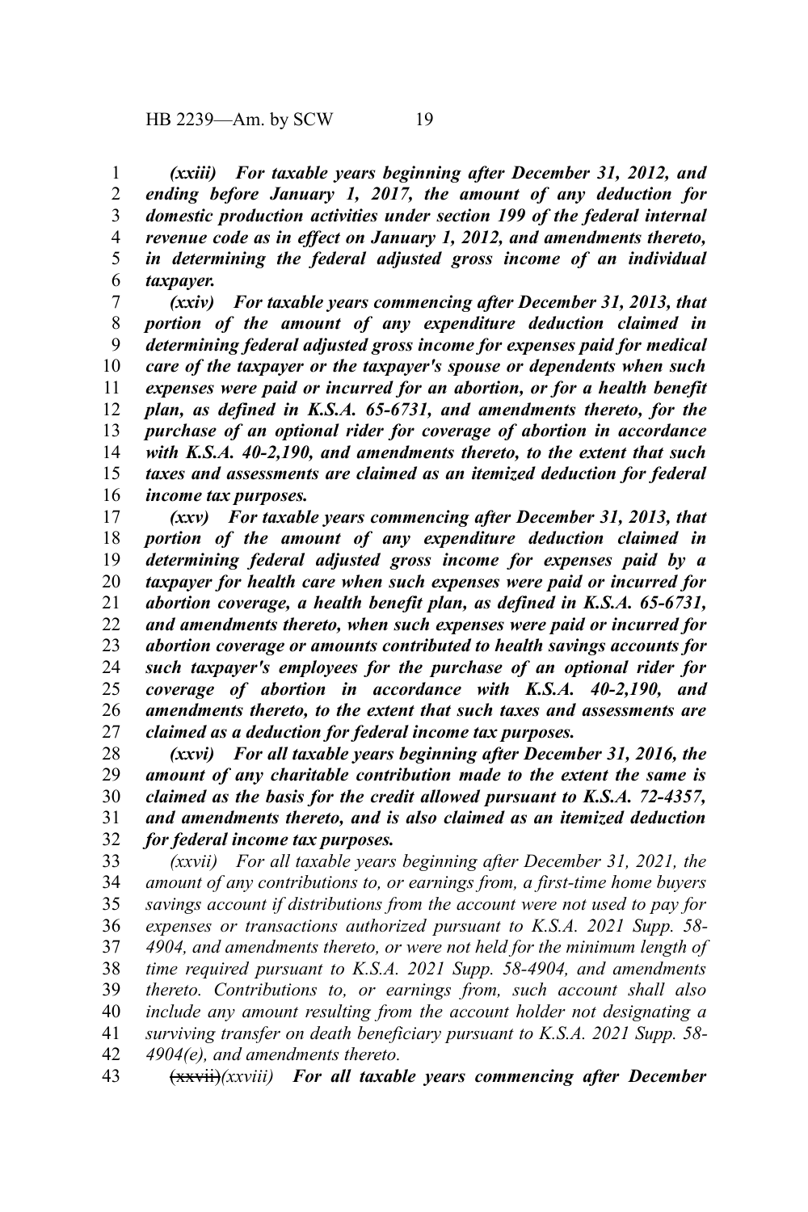*(xxiii) For taxable years beginning after December 31, 2012, and ending before January 1, 2017, the amount of any deduction for domestic production activities under section 199 of the federal internal revenue code as in effect on January 1, 2012, and amendments thereto, in determining the federal adjusted gross income of an individual taxpayer.*

*(xxiv) For taxable years commencing after December 31, 2013, that portion of the amount of any expenditure deduction claimed in determining federal adjusted gross income for expenses paid for medical care of the taxpayer or the taxpayer's spouse or dependents when such expenses were paid or incurred for an abortion, or for a health benefit plan, as defined in K.S.A. 65-6731, and amendments thereto, for the purchase of an optional rider for coverage of abortion in accordance with K.S.A. 40-2,190, and amendments thereto, to the extent that such taxes and assessments are claimed as an itemized deduction for federal income tax purposes.*

*(xxv) For taxable years commencing after December 31, 2013, that portion of the amount of any expenditure deduction claimed in determining federal adjusted gross income for expenses paid by a taxpayer for health care when such expenses were paid or incurred for abortion coverage, a health benefit plan, as defined in K.S.A. 65-6731, and amendments thereto, when such expenses were paid or incurred for abortion coverage or amounts contributed to health savings accounts for such taxpayer's employees for the purchase of an optional rider for coverage of abortion in accordance with K.S.A. 40-2,190, and amendments thereto, to the extent that such taxes and assessments are claimed as a deduction for federal income tax purposes.*

*(xxvi) For all taxable years beginning after December 31, 2016, the amount of any charitable contribution made to the extent the same is claimed as the basis for the credit allowed pursuant to K.S.A. 72-4357, and amendments thereto, and is also claimed as an itemized deduction for federal income tax purposes.*

*(xxvii) For all taxable years beginning after December 31, 2021, the amount of any contributions to, or earnings from, a first-time home buyers savings account if distributions from the account were not used to pay for expenses or transactions authorized pursuant to K.S.A. 2021 Supp. 58-4904, and amendments thereto, or were not held for the minimum length of time required pursuant to K.S.A. 2021 Supp. 58-4904, and amendments thereto. Contributions to, or earnings from, such account shall also include any amount resulting from the account holder not designating a surviving transfer on death beneficiary pursuant to K.S.A. 2021 Supp. 58-4904(e), and amendments thereto.*

~~(xxvii)~~*(xxviii) For all taxable years commencing after December*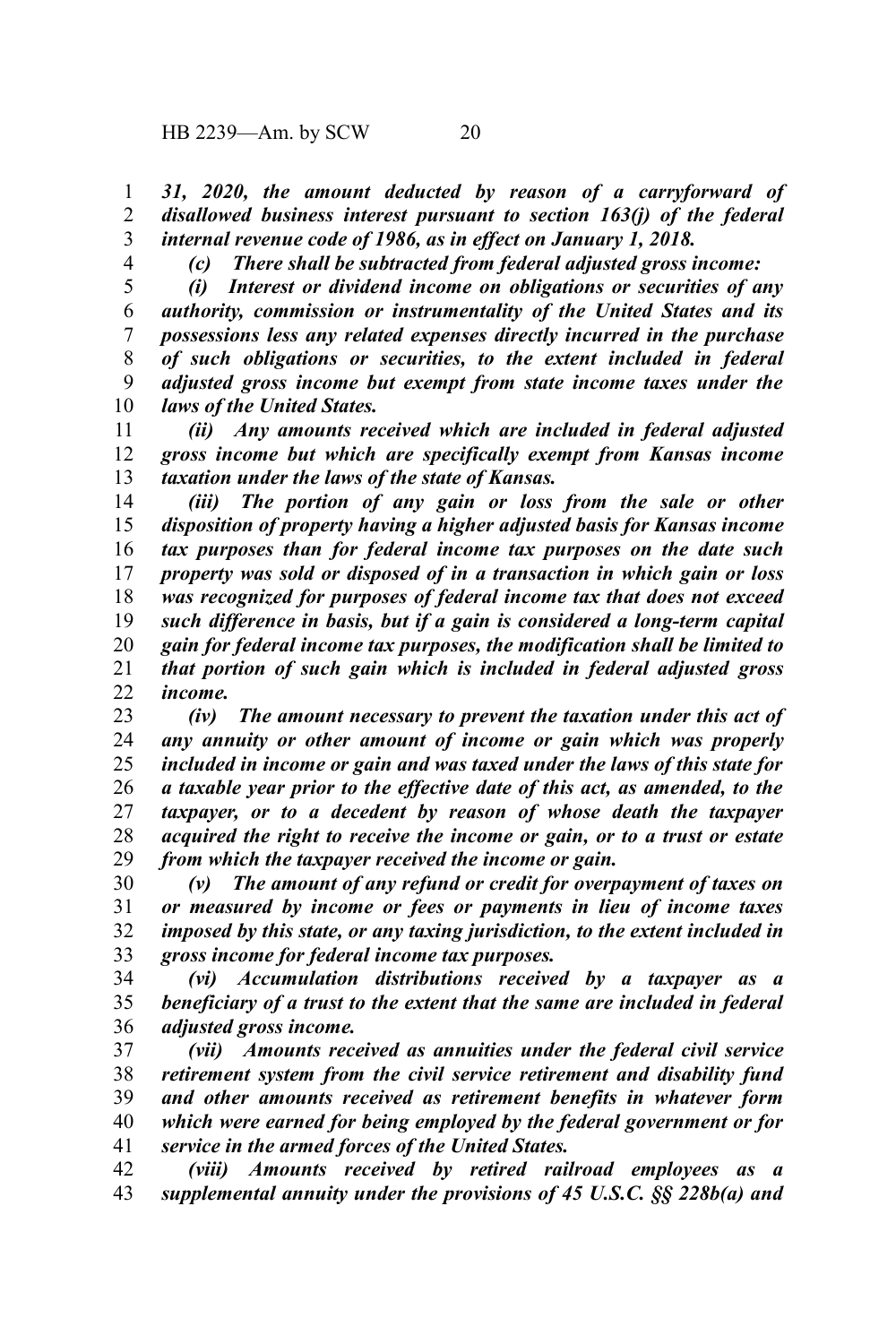*31, 2020, the amount deducted by reason of a carryforward of disallowed business interest pursuant to section 163(j) of the federal internal revenue code of 1986, as in effect on January 1, 2018.*

*(c) There shall be subtracted from federal adjusted gross income:*

*(i) Interest or dividend income on obligations or securities of any authority, commission or instrumentality of the United States and its possessions less any related expenses directly incurred in the purchase of such obligations or securities, to the extent included in federal adjusted gross income but exempt from state income taxes under the laws of the United States.*

*(ii) Any amounts received which are included in federal adjusted gross income but which are specifically exempt from Kansas income taxation under the laws of the state of Kansas.*

*(iii) The portion of any gain or loss from the sale or other disposition of property having a higher adjusted basis for Kansas income tax purposes than for federal income tax purposes on the date such property was sold or disposed of in a transaction in which gain or loss was recognized for purposes of federal income tax that does not exceed such difference in basis, but if a gain is considered a long-term capital gain for federal income tax purposes, the modification shall be limited to that portion of such gain which is included in federal adjusted gross income.*

*(iv) The amount necessary to prevent the taxation under this act of any annuity or other amount of income or gain which was properly included in income or gain and was taxed under the laws of this state for a taxable year prior to the effective date of this act, as amended, to the taxpayer, or to a decedent by reason of whose death the taxpayer acquired the right to receive the income or gain, or to a trust or estate from which the taxpayer received the income or gain.*

*(v) The amount of any refund or credit for overpayment of taxes on or measured by income or fees or payments in lieu of income taxes imposed by this state, or any taxing jurisdiction, to the extent included in gross income for federal income tax purposes.*

*(vi) Accumulation distributions received by a taxpayer as a beneficiary of a trust to the extent that the same are included in federal adjusted gross income.*

*(vii) Amounts received as annuities under the federal civil service retirement system from the civil service retirement and disability fund and other amounts received as retirement benefits in whatever form which were earned for being employed by the federal government or for service in the armed forces of the United States.*

*(viii) Amounts received by retired railroad employees as a supplemental annuity under the provisions of 45 U.S.C. §§ 228b(a) and*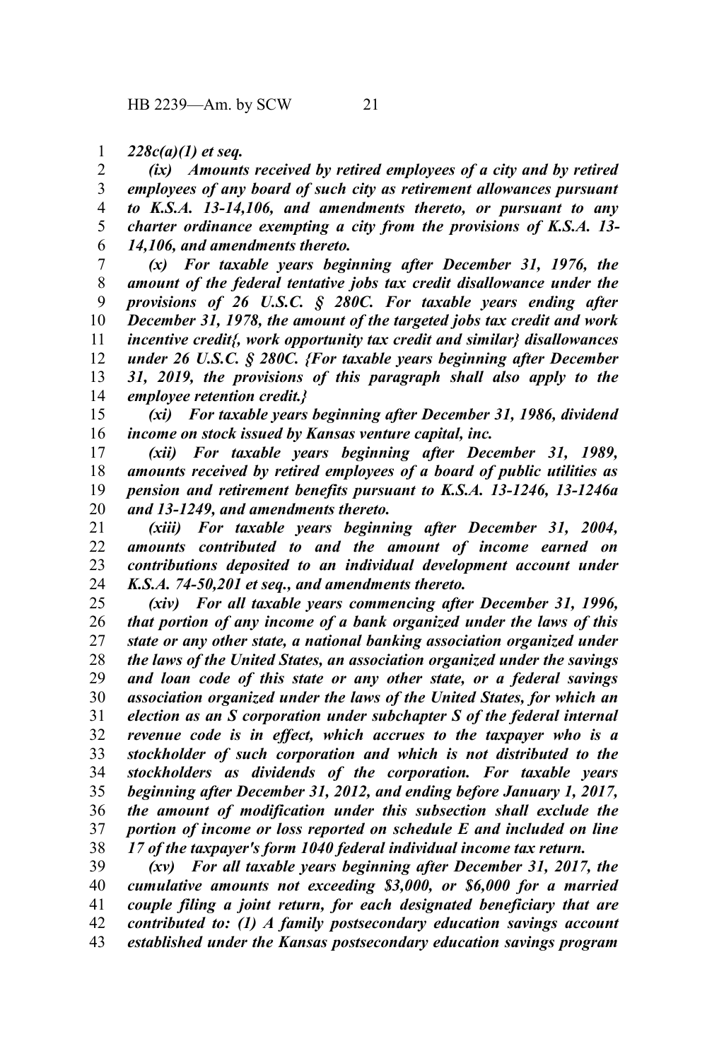*228c(a)(1) et seq.*

*(ix) Amounts received by retired employees of a city and by retired employees of any board of such city as retirement allowances pursuant to K.S.A. 13-14,106, and amendments thereto, or pursuant to any charter ordinance exempting a city from the provisions of K.S.A. 13-14,106, and amendments thereto.*

*(x) For taxable years beginning after December 31, 1976, the amount of the federal tentative jobs tax credit disallowance under the provisions of 26 U.S.C. § 280C. For taxable years ending after December 31, 1978, the amount of the targeted jobs tax credit and work incentive credit{, work opportunity tax credit and similar} disallowances under 26 U.S.C. § 280C. {For taxable years beginning after December 31, 2019, the provisions of this paragraph shall also apply to the employee retention credit.}*

*(xi) For taxable years beginning after December 31, 1986, dividend income on stock issued by Kansas venture capital, inc.*

*(xii) For taxable years beginning after December 31, 1989, amounts received by retired employees of a board of public utilities as pension and retirement benefits pursuant to K.S.A. 13-1246, 13-1246a and 13-1249, and amendments thereto.*

*(xiii) For taxable years beginning after December 31, 2004, amounts contributed to and the amount of income earned on contributions deposited to an individual development account under K.S.A. 74-50,201 et seq., and amendments thereto.*

*(xiv) For all taxable years commencing after December 31, 1996, that portion of any income of a bank organized under the laws of this state or any other state, a national banking association organized under the laws of the United States, an association organized under the savings and loan code of this state or any other state, or a federal savings association organized under the laws of the United States, for which an election as an S corporation under subchapter S of the federal internal revenue code is in effect, which accrues to the taxpayer who is a stockholder of such corporation and which is not distributed to the stockholders as dividends of the corporation. For taxable years beginning after December 31, 2012, and ending before January 1, 2017, the amount of modification under this subsection shall exclude the portion of income or loss reported on schedule E and included on line 17 of the taxpayer's form 1040 federal individual income tax return.*

*(xv) For all taxable years beginning after December 31, 2017, the cumulative amounts not exceeding $3,000, or $6,000 for a married couple filing a joint return, for each designated beneficiary that are contributed to: (1) A family postsecondary education savings account established under the Kansas postsecondary education savings program*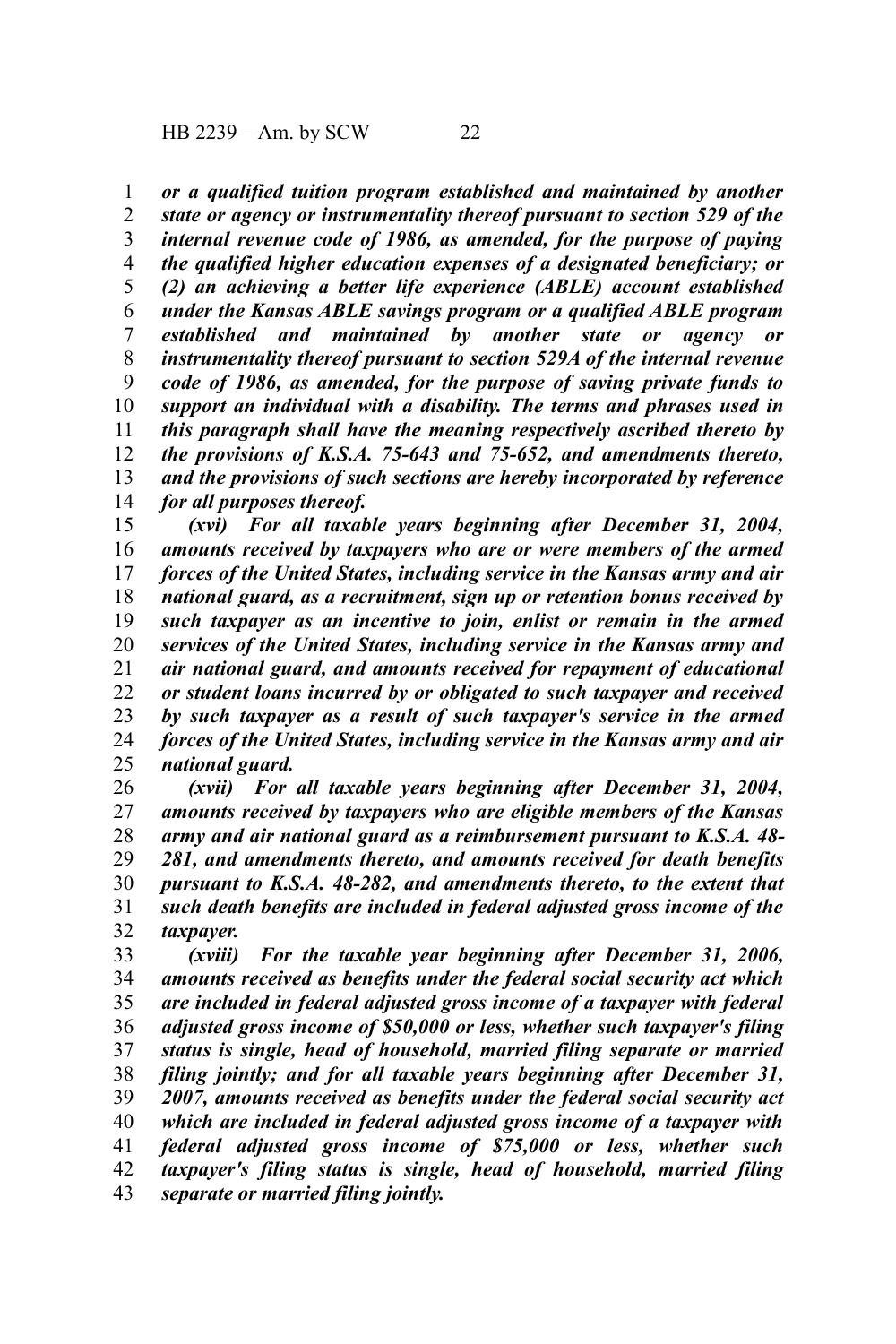***or a qualified tuition program established and maintained by another state or agency or instrumentality thereof pursuant to section 529 of the internal revenue code of 1986, as amended, for the purpose of paying the qualified higher education expenses of a designated beneficiary; or (2) an achieving a better life experience (ABLE) account established under the Kansas ABLE savings program or a qualified ABLE program established and maintained by another state or agency or instrumentality thereof pursuant to section 529A of the internal revenue code of 1986, as amended, for the purpose of saving private funds to support an individual with a disability. The terms and phrases used in this paragraph shall have the meaning respectively ascribed thereto by the provisions of K.S.A. 75-643 and 75-652, and amendments thereto, and the provisions of such sections are hereby incorporated by reference for all purposes thereof.***

***(xvi) For all taxable years beginning after December 31, 2004, amounts received by taxpayers who are or were members of the armed forces of the United States, including service in the Kansas army and air national guard, as a recruitment, sign up or retention bonus received by such taxpayer as an incentive to join, enlist or remain in the armed services of the United States, including service in the Kansas army and air national guard, and amounts received for repayment of educational or student loans incurred by or obligated to such taxpayer and received by such taxpayer as a result of such taxpayer's service in the armed forces of the United States, including service in the Kansas army and air national guard.***

***(xvii) For all taxable years beginning after December 31, 2004, amounts received by taxpayers who are eligible members of the Kansas army and air national guard as a reimbursement pursuant to K.S.A. 48-281, and amendments thereto, and amounts received for death benefits pursuant to K.S.A. 48-282, and amendments thereto, to the extent that such death benefits are included in federal adjusted gross income of the taxpayer.***

***(xviii) For the taxable year beginning after December 31, 2006, amounts received as benefits under the federal social security act which are included in federal adjusted gross income of a taxpayer with federal adjusted gross income of $50,000 or less, whether such taxpayer's filing status is single, head of household, married filing separate or married filing jointly; and for all taxable years beginning after December 31, 2007, amounts received as benefits under the federal social security act which are included in federal adjusted gross income of a taxpayer with federal adjusted gross income of $75,000 or less, whether such taxpayer's filing status is single, head of household, married filing separate or married filing jointly.***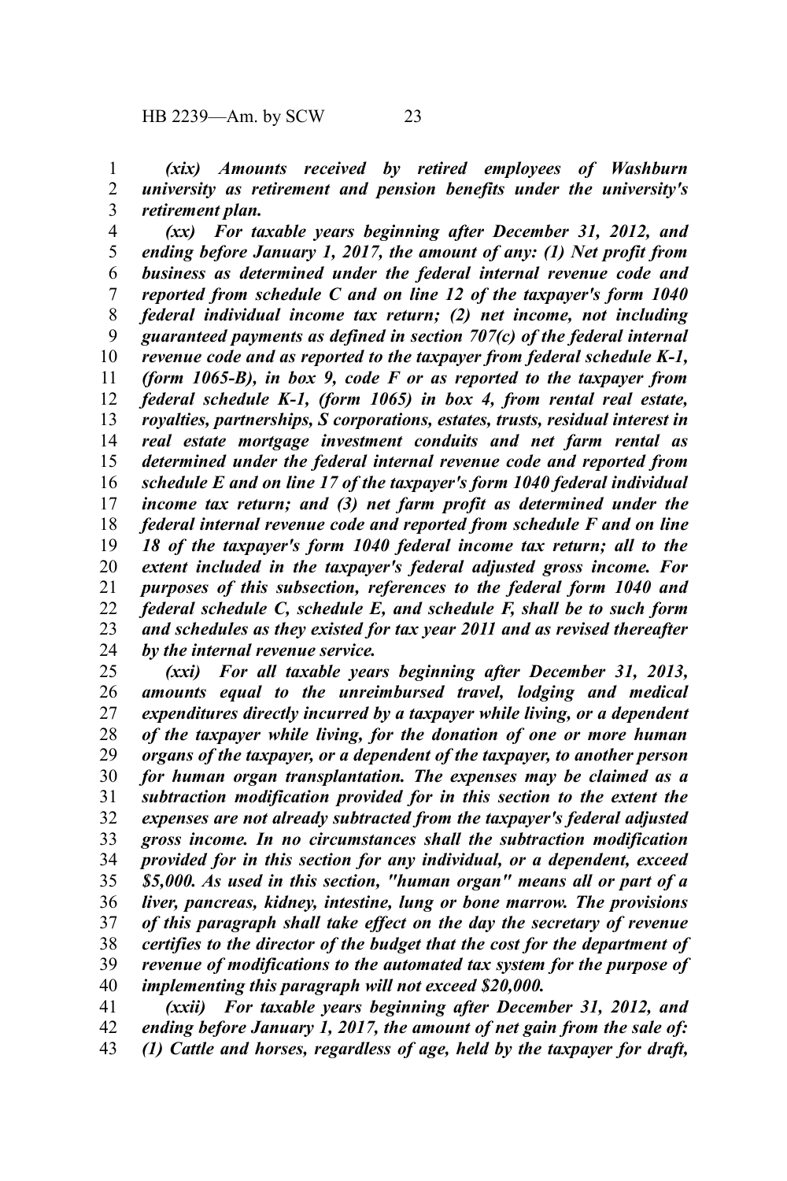*(xix) Amounts received by retired employees of Washburn university as retirement and pension benefits under the university's retirement plan.*

*(xx) For taxable years beginning after December 31, 2012, and ending before January 1, 2017, the amount of any: (1) Net profit from business as determined under the federal internal revenue code and reported from schedule C and on line 12 of the taxpayer's form 1040 federal individual income tax return; (2) net income, not including guaranteed payments as defined in section 707(c) of the federal internal revenue code and as reported to the taxpayer from federal schedule K-1, (form 1065-B), in box 9, code F or as reported to the taxpayer from federal schedule K-1, (form 1065) in box 4, from rental real estate, royalties, partnerships, S corporations, estates, trusts, residual interest in real estate mortgage investment conduits and net farm rental as determined under the federal internal revenue code and reported from schedule E and on line 17 of the taxpayer's form 1040 federal individual income tax return; and (3) net farm profit as determined under the federal internal revenue code and reported from schedule F and on line 18 of the taxpayer's form 1040 federal income tax return; all to the extent included in the taxpayer's federal adjusted gross income. For purposes of this subsection, references to the federal form 1040 and federal schedule C, schedule E, and schedule F, shall be to such form and schedules as they existed for tax year 2011 and as revised thereafter by the internal revenue service.*

*(xxi) For all taxable years beginning after December 31, 2013, amounts equal to the unreimbursed travel, lodging and medical expenditures directly incurred by a taxpayer while living, or a dependent of the taxpayer while living, for the donation of one or more human organs of the taxpayer, or a dependent of the taxpayer, to another person for human organ transplantation. The expenses may be claimed as a subtraction modification provided for in this section to the extent the expenses are not already subtracted from the taxpayer's federal adjusted gross income. In no circumstances shall the subtraction modification provided for in this section for any individual, or a dependent, exceed $5,000. As used in this section, "human organ" means all or part of a liver, pancreas, kidney, intestine, lung or bone marrow. The provisions of this paragraph shall take effect on the day the secretary of revenue certifies to the director of the budget that the cost for the department of revenue of modifications to the automated tax system for the purpose of implementing this paragraph will not exceed $20,000.*

*(xxii) For taxable years beginning after December 31, 2012, and ending before January 1, 2017, the amount of net gain from the sale of: (1) Cattle and horses, regardless of age, held by the taxpayer for draft,*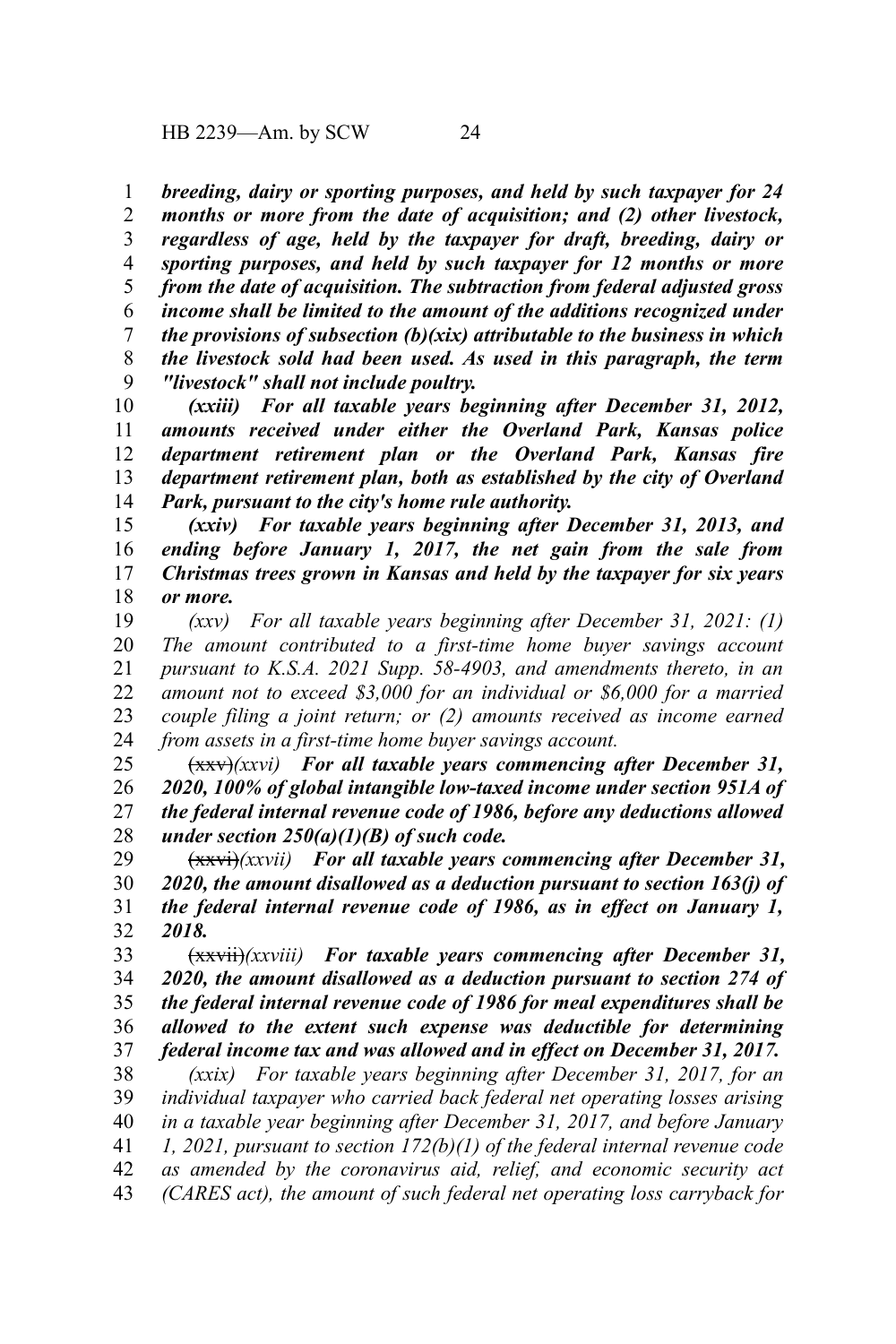***breeding, dairy or sporting purposes, and held by such taxpayer for 24 months or more from the date of acquisition; and (2) other livestock, regardless of age, held by the taxpayer for draft, breeding, dairy or sporting purposes, and held by such taxpayer for 12 months or more from the date of acquisition. The subtraction from federal adjusted gross income shall be limited to the amount of the additions recognized under the provisions of subsection (b)(xix) attributable to the business in which the livestock sold had been used. As used in this paragraph, the term "livestock" shall not include poultry.***

***(xxiii) For all taxable years beginning after December 31, 2012, amounts received under either the Overland Park, Kansas police department retirement plan or the Overland Park, Kansas fire department retirement plan, both as established by the city of Overland Park, pursuant to the city's home rule authority.***

***(xxiv) For taxable years beginning after December 31, 2013, and ending before January 1, 2017, the net gain from the sale from Christmas trees grown in Kansas and held by the taxpayer for six years or more.***

*(xxv) For all taxable years beginning after December 31, 2021: (1) The amount contributed to a first-time home buyer savings account pursuant to K.S.A. 2021 Supp. 58-4903, and amendments thereto, in an amount not to exceed $3,000 for an individual or $6,000 for a married couple filing a joint return; or (2) amounts received as income earned from assets in a first-time home buyer savings account.*

~~(xxv)~~*(xxvi)* ***For all taxable years commencing after December 31, 2020, 100% of global intangible low-taxed income under section 951A of the federal internal revenue code of 1986, before any deductions allowed under section 250(a)(1)(B) of such code.***

~~(xxvi)~~*(xxvii)* ***For all taxable years commencing after December 31, 2020, the amount disallowed as a deduction pursuant to section 163(j) of the federal internal revenue code of 1986, as in effect on January 1, 2018.***

~~(xxvii)~~*(xxviii)* ***For taxable years commencing after December 31, 2020, the amount disallowed as a deduction pursuant to section 274 of the federal internal revenue code of 1986 for meal expenditures shall be allowed to the extent such expense was deductible for determining federal income tax and was allowed and in effect on December 31, 2017.***

*(xxix) For taxable years beginning after December 31, 2017, for an individual taxpayer who carried back federal net operating losses arising in a taxable year beginning after December 31, 2017, and before January 1, 2021, pursuant to section 172(b)(1) of the federal internal revenue code as amended by the coronavirus aid, relief, and economic security act (CARES act), the amount of such federal net operating loss carryback for*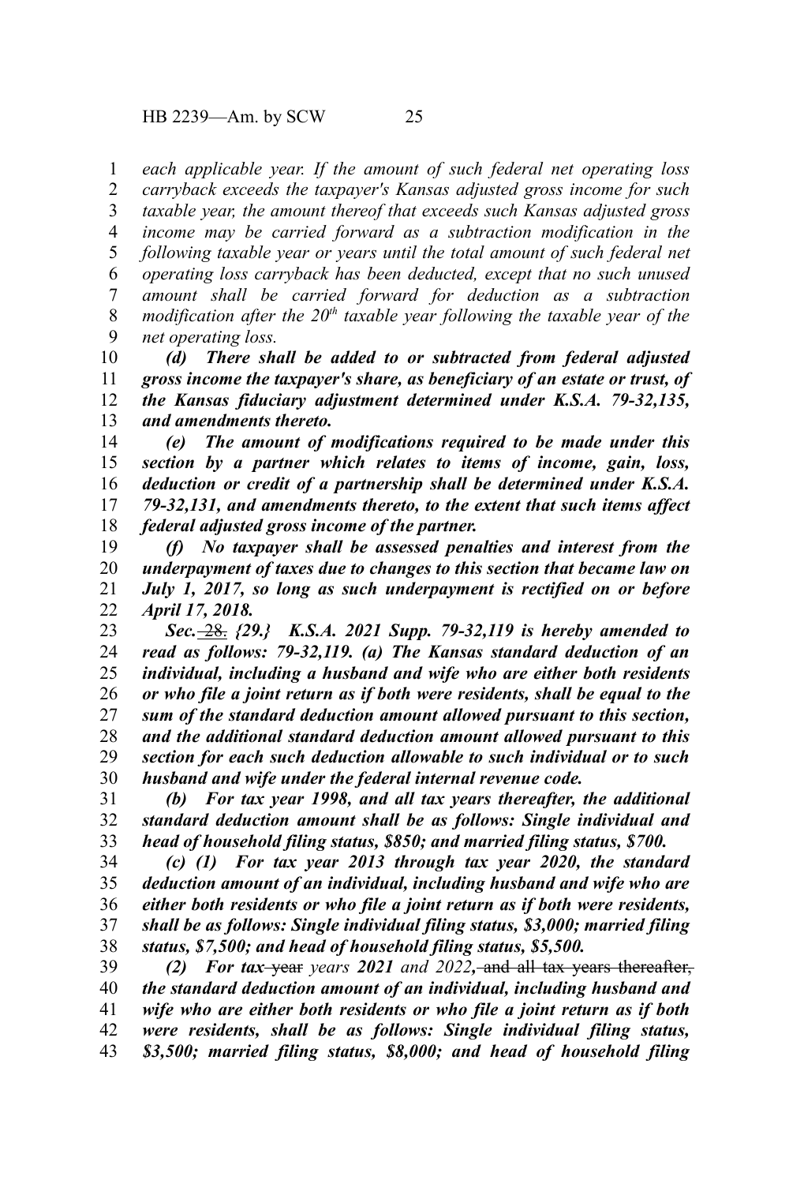*each applicable year. If the amount of such federal net operating loss carryback exceeds the taxpayer's Kansas adjusted gross income for such taxable year, the amount thereof that exceeds such Kansas adjusted gross income may be carried forward as a subtraction modification in the following taxable year or years until the total amount of such federal net operating loss carryback has been deducted, except that no such unused amount shall be carried forward for deduction as a subtraction modification after the 20th taxable year following the taxable year of the net operating loss.*

***(d) There shall be added to or subtracted from federal adjusted gross income the taxpayer's share, as beneficiary of an estate or trust, of the Kansas fiduciary adjustment determined under K.S.A. 79-32,135, and amendments thereto.***

***(e) The amount of modifications required to be made under this section by a partner which relates to items of income, gain, loss, deduction or credit of a partnership shall be determined under K.S.A. 79-32,131, and amendments thereto, to the extent that such items affect federal adjusted gross income of the partner.***

***(f) No taxpayer shall be assessed penalties and interest from the underpayment of taxes due to changes to this section that became law on July 1, 2017, so long as such underpayment is rectified on or before April 17, 2018.***

***Sec.*** ~~28.~~ ***{29.} K.S.A. 2021 Supp. 79-32,119 is hereby amended to read as follows: 79-32,119. (a) The Kansas standard deduction of an individual, including a husband and wife who are either both residents or who file a joint return as if both were residents, shall be equal to the sum of the standard deduction amount allowed pursuant to this section, and the additional standard deduction amount allowed pursuant to this section for each such deduction allowable to such individual or to such husband and wife under the federal internal revenue code.***

***(b) For tax year 1998, and all tax years thereafter, the additional standard deduction amount shall be as follows: Single individual and head of household filing status, $850; and married filing status, $700.***

***(c) (1) For tax year 2013 through tax year 2020, the standard deduction amount of an individual, including husband and wife who are either both residents or who file a joint return as if both were residents, shall be as follows: Single individual filing status, $3,000; married filing status, $7,500; and head of household filing status, $5,500.***

***(2) For tax*** ~~year~~ *years* ***2021*** *and 2022*, ~~and all tax years thereafter,~~ ***the standard deduction amount of an individual, including husband and wife who are either both residents or who file a joint return as if both were residents, shall be as follows: Single individual filing status, $3,500; married filing status, $8,000; and head of household filing***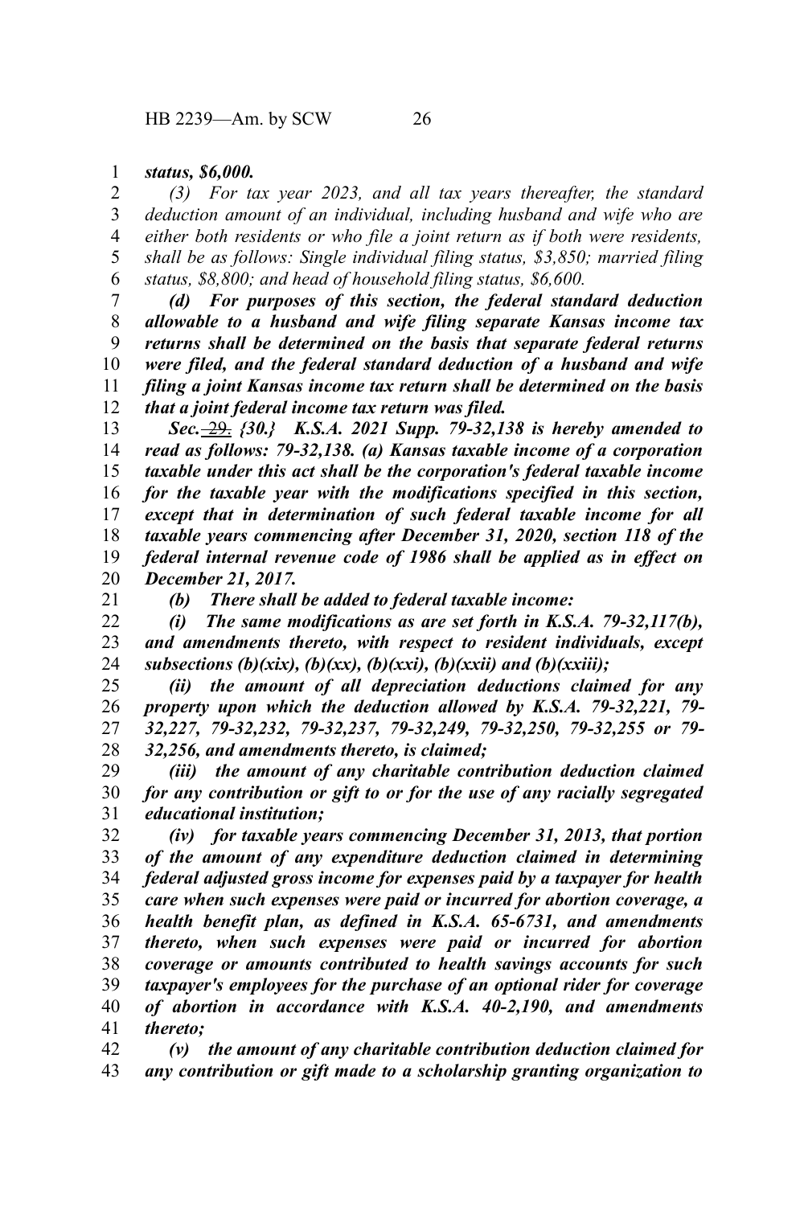*status, $6,000.*

*(3) For tax year 2023, and all tax years thereafter, the standard deduction amount of an individual, including husband and wife who are either both residents or who file a joint return as if both were residents, shall be as follows: Single individual filing status, $3,850; married filing status, $8,800; and head of household filing status, $6,600.*

***(d) For purposes of this section, the federal standard deduction allowable to a husband and wife filing separate Kansas income tax returns shall be determined on the basis that separate federal returns were filed, and the federal standard deduction of a husband and wife filing a joint Kansas income tax return shall be determined on the basis that a joint federal income tax return was filed.***

***Sec. ~~29.~~ {30.} K.S.A. 2021 Supp. 79-32,138 is hereby amended to read as follows: 79-32,138. (a) Kansas taxable income of a corporation taxable under this act shall be the corporation's federal taxable income for the taxable year with the modifications specified in this section, except that in determination of such federal taxable income for all taxable years commencing after December 31, 2020, section 118 of the federal internal revenue code of 1986 shall be applied as in effect on December 21, 2017.***

***(b) There shall be added to federal taxable income:***

***(i) The same modifications as are set forth in K.S.A. 79-32,117(b), and amendments thereto, with respect to resident individuals, except subsections (b)(xix), (b)(xx), (b)(xxi), (b)(xxii) and (b)(xxiii);***

***(ii) the amount of all depreciation deductions claimed for any property upon which the deduction allowed by K.S.A. 79-32,221, 79-32,227, 79-32,232, 79-32,237, 79-32,249, 79-32,250, 79-32,255 or 79-32,256, and amendments thereto, is claimed;***

***(iii) the amount of any charitable contribution deduction claimed for any contribution or gift to or for the use of any racially segregated educational institution;***

***(iv) for taxable years commencing December 31, 2013, that portion of the amount of any expenditure deduction claimed in determining federal adjusted gross income for expenses paid by a taxpayer for health care when such expenses were paid or incurred for abortion coverage, a health benefit plan, as defined in K.S.A. 65-6731, and amendments thereto, when such expenses were paid or incurred for abortion coverage or amounts contributed to health savings accounts for such taxpayer's employees for the purchase of an optional rider for coverage of abortion in accordance with K.S.A. 40-2,190, and amendments thereto;***

***(v) the amount of any charitable contribution deduction claimed for any contribution or gift made to a scholarship granting organization to***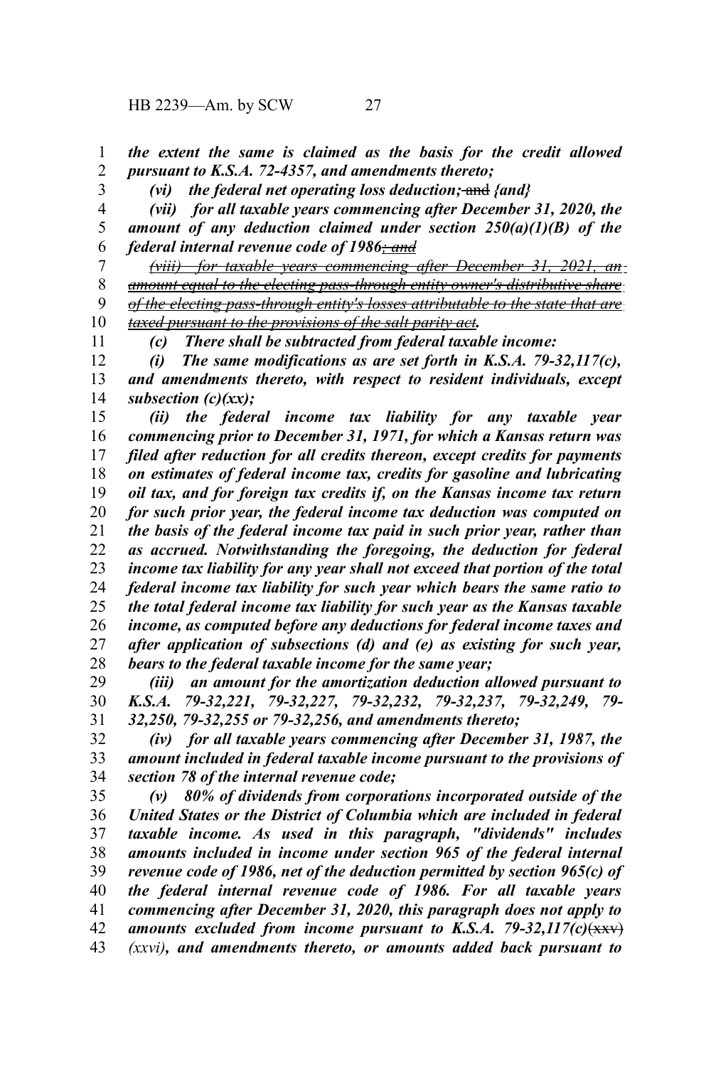*the extent the same is claimed as the basis for the credit allowed pursuant to K.S.A. 72-4357, and amendments thereto;*

*(vi) the federal net operating loss deduction;* ~~and~~ *{and}*

*(vii) for all taxable years commencing after December 31, 2020, the amount of any deduction claimed under section 250(a)(1)(B) of the federal internal revenue code of 1986~~; and~~*

~~*(viii) for taxable years commencing after December 31, 2021, an amount equal to the electing pass-through entity owner's distributive share of the electing pass-through entity's losses attributable to the state that are taxed pursuant to the provisions of the salt parity act*~~*.*

*(c) There shall be subtracted from federal taxable income:*

*(i) The same modifications as are set forth in K.S.A. 79-32,117(c), and amendments thereto, with respect to resident individuals, except subsection (c)(xx);*

*(ii) the federal income tax liability for any taxable year commencing prior to December 31, 1971, for which a Kansas return was filed after reduction for all credits thereon, except credits for payments on estimates of federal income tax, credits for gasoline and lubricating oil tax, and for foreign tax credits if, on the Kansas income tax return for such prior year, the federal income tax deduction was computed on the basis of the federal income tax paid in such prior year, rather than as accrued. Notwithstanding the foregoing, the deduction for federal income tax liability for any year shall not exceed that portion of the total federal income tax liability for such year which bears the same ratio to the total federal income tax liability for such year as the Kansas taxable income, as computed before any deductions for federal income taxes and after application of subsections (d) and (e) as existing for such year, bears to the federal taxable income for the same year;*

*(iii) an amount for the amortization deduction allowed pursuant to K.S.A. 79-32,221, 79-32,227, 79-32,232, 79-32,237, 79-32,249, 79-32,250, 79-32,255 or 79-32,256, and amendments thereto;*

*(iv) for all taxable years commencing after December 31, 1987, the amount included in federal taxable income pursuant to the provisions of section 78 of the internal revenue code;*

*(v) 80% of dividends from corporations incorporated outside of the United States or the District of Columbia which are included in federal taxable income. As used in this paragraph, "dividends" includes amounts included in income under section 965 of the federal internal revenue code of 1986, net of the deduction permitted by section 965(c) of the federal internal revenue code of 1986. For all taxable years commencing after December 31, 2020, this paragraph does not apply to amounts excluded from income pursuant to K.S.A. 79-32,117(c)*~~(xxv)~~ *(xxvi), and amendments thereto, or amounts added back pursuant to*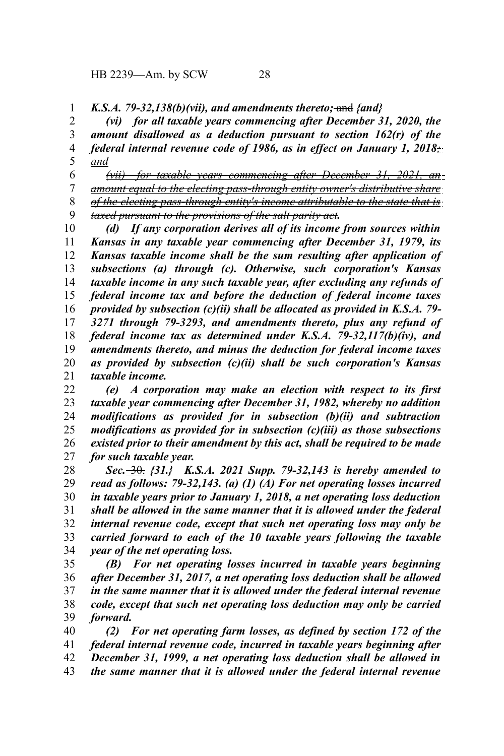*K.S.A. 79-32,138(b)(vii), and amendments thereto;* ~~and~~ *{and}*

*(vi) for all taxable years commencing after December 31, 2020, the amount disallowed as a deduction pursuant to section 162(r) of the federal internal revenue code of 1986, as in effect on January 1, 2018*~~*; and*~~*.*

~~*(vii) for taxable years commencing after December 31, 2021, an amount equal to the electing pass-through entity owner's distributive share of the electing pass-through entity's income attributable to the state that is taxed pursuant to the provisions of the salt parity act*~~*.*

*(d) If any corporation derives all of its income from sources within Kansas in any taxable year commencing after December 31, 1979, its Kansas taxable income shall be the sum resulting after application of subsections (a) through (c). Otherwise, such corporation's Kansas taxable income in any such taxable year, after excluding any refunds of federal income tax and before the deduction of federal income taxes provided by subsection (c)(ii) shall be allocated as provided in K.S.A. 79-3271 through 79-3293, and amendments thereto, plus any refund of federal income tax as determined under K.S.A. 79-32,117(b)(iv), and amendments thereto, and minus the deduction for federal income taxes as provided by subsection (c)(ii) shall be such corporation's Kansas taxable income.*

*(e) A corporation may make an election with respect to its first taxable year commencing after December 31, 1982, whereby no addition modifications as provided for in subsection (b)(ii) and subtraction modifications as provided for in subsection (c)(iii) as those subsections existed prior to their amendment by this act, shall be required to be made for such taxable year.*

*Sec.* ~~30.~~ *{31.} K.S.A. 2021 Supp. 79-32,143 is hereby amended to read as follows: 79-32,143. (a) (1) (A) For net operating losses incurred in taxable years prior to January 1, 2018, a net operating loss deduction shall be allowed in the same manner that it is allowed under the federal internal revenue code, except that such net operating loss may only be carried forward to each of the 10 taxable years following the taxable year of the net operating loss.*

*(B) For net operating losses incurred in taxable years beginning after December 31, 2017, a net operating loss deduction shall be allowed in the same manner that it is allowed under the federal internal revenue code, except that such net operating loss deduction may only be carried forward.*

*(2) For net operating farm losses, as defined by section 172 of the federal internal revenue code, incurred in taxable years beginning after December 31, 1999, a net operating loss deduction shall be allowed in the same manner that it is allowed under the federal internal revenue*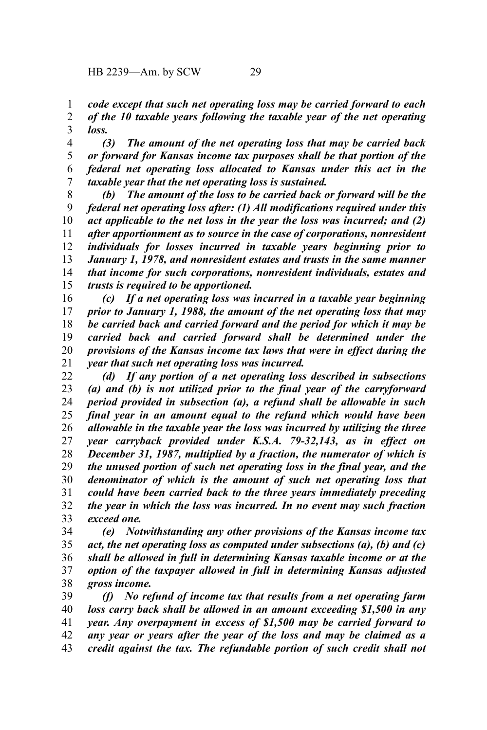*code except that such net operating loss may be carried forward to each of the 10 taxable years following the taxable year of the net operating loss.*

*(3) The amount of the net operating loss that may be carried back or forward for Kansas income tax purposes shall be that portion of the federal net operating loss allocated to Kansas under this act in the taxable year that the net operating loss is sustained.*

*(b) The amount of the loss to be carried back or forward will be the federal net operating loss after: (1) All modifications required under this act applicable to the net loss in the year the loss was incurred; and (2) after apportionment as to source in the case of corporations, nonresident individuals for losses incurred in taxable years beginning prior to January 1, 1978, and nonresident estates and trusts in the same manner that income for such corporations, nonresident individuals, estates and trusts is required to be apportioned.*

*(c) If a net operating loss was incurred in a taxable year beginning prior to January 1, 1988, the amount of the net operating loss that may be carried back and carried forward and the period for which it may be carried back and carried forward shall be determined under the provisions of the Kansas income tax laws that were in effect during the year that such net operating loss was incurred.*

*(d) If any portion of a net operating loss described in subsections (a) and (b) is not utilized prior to the final year of the carryforward period provided in subsection (a), a refund shall be allowable in such final year in an amount equal to the refund which would have been allowable in the taxable year the loss was incurred by utilizing the three year carryback provided under K.S.A. 79-32,143, as in effect on December 31, 1987, multiplied by a fraction, the numerator of which is the unused portion of such net operating loss in the final year, and the denominator of which is the amount of such net operating loss that could have been carried back to the three years immediately preceding the year in which the loss was incurred. In no event may such fraction exceed one.*

*(e) Notwithstanding any other provisions of the Kansas income tax act, the net operating loss as computed under subsections (a), (b) and (c) shall be allowed in full in determining Kansas taxable income or at the option of the taxpayer allowed in full in determining Kansas adjusted gross income.*

*(f) No refund of income tax that results from a net operating farm loss carry back shall be allowed in an amount exceeding $1,500 in any year. Any overpayment in excess of $1,500 may be carried forward to any year or years after the year of the loss and may be claimed as a credit against the tax. The refundable portion of such credit shall not*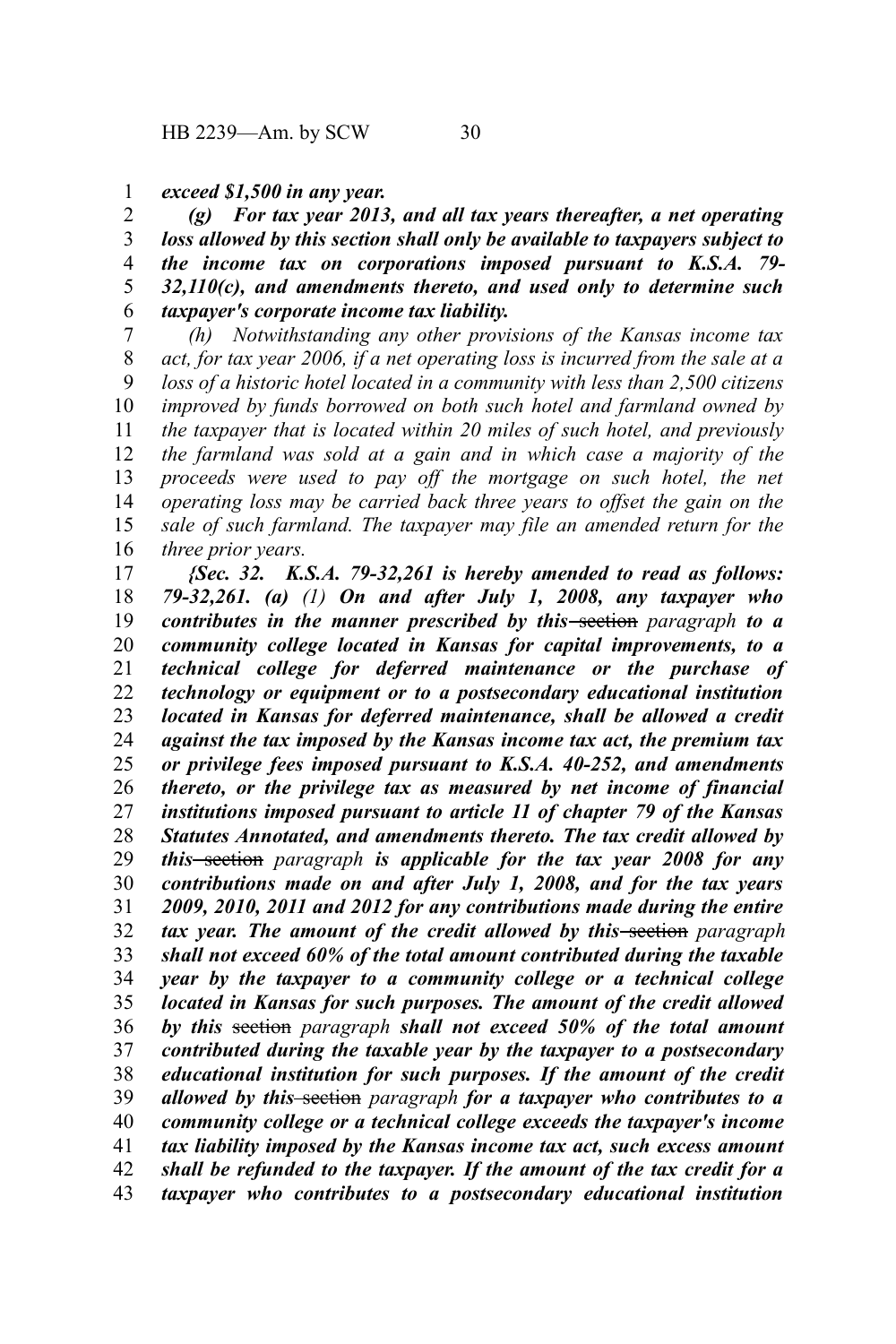***exceed $1,500 in any year.***

***(g) For tax year 2013, and all tax years thereafter, a net operating loss allowed by this section shall only be available to taxpayers subject to the income tax on corporations imposed pursuant to K.S.A. 79-32,110(c), and amendments thereto, and used only to determine such taxpayer's corporate income tax liability.***

*(h) Notwithstanding any other provisions of the Kansas income tax act, for tax year 2006, if a net operating loss is incurred from the sale at a loss of a historic hotel located in a community with less than 2,500 citizens improved by funds borrowed on both such hotel and farmland owned by the taxpayer that is located within 20 miles of such hotel, and previously the farmland was sold at a gain and in which case a majority of the proceeds were used to pay off the mortgage on such hotel, the net operating loss may be carried back three years to offset the gain on the sale of such farmland. The taxpayer may file an amended return for the three prior years.*

***{Sec. 32. K.S.A. 79-32,261 is hereby amended to read as follows: 79-32,261. (a)*** *(1)* ***On and after July 1, 2008, any taxpayer who contributes in the manner prescribed by this*** ~~section~~ *paragraph* ***to a community college located in Kansas for capital improvements, to a technical college for deferred maintenance or the purchase of technology or equipment or to a postsecondary educational institution located in Kansas for deferred maintenance, shall be allowed a credit against the tax imposed by the Kansas income tax act, the premium tax or privilege fees imposed pursuant to K.S.A. 40-252, and amendments thereto, or the privilege tax as measured by net income of financial institutions imposed pursuant to article 11 of chapter 79 of the Kansas Statutes Annotated, and amendments thereto. The tax credit allowed by this*** ~~section~~ *paragraph* ***is applicable for the tax year 2008 for any contributions made on and after July 1, 2008, and for the tax years 2009, 2010, 2011 and 2012 for any contributions made during the entire tax year. The amount of the credit allowed by this*** ~~section~~ *paragraph* ***shall not exceed 60% of the total amount contributed during the taxable year by the taxpayer to a community college or a technical college located in Kansas for such purposes. The amount of the credit allowed by this*** ~~section~~ *paragraph* ***shall not exceed 50% of the total amount contributed during the taxable year by the taxpayer to a postsecondary educational institution for such purposes. If the amount of the credit allowed by this*** ~~section~~ *paragraph* ***for a taxpayer who contributes to a community college or a technical college exceeds the taxpayer's income tax liability imposed by the Kansas income tax act, such excess amount shall be refunded to the taxpayer. If the amount of the tax credit for a taxpayer who contributes to a postsecondary educational institution***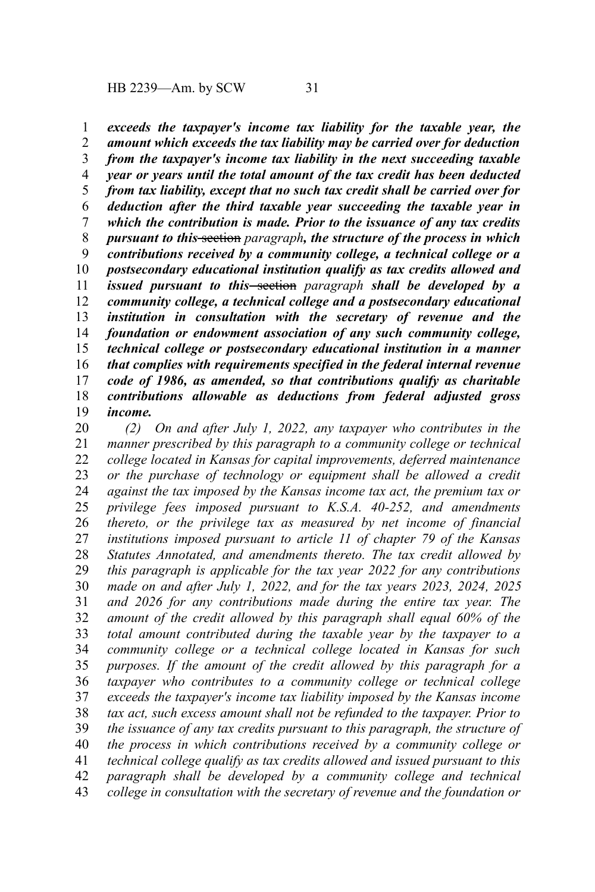***exceeds the taxpayer's income tax liability for the taxable year, the amount which exceeds the tax liability may be carried over for deduction from the taxpayer's income tax liability in the next succeeding taxable year or years until the total amount of the tax credit has been deducted from tax liability, except that no such tax credit shall be carried over for deduction after the third taxable year succeeding the taxable year in which the contribution is made. Prior to the issuance of any tax credits pursuant to this*** ~~section~~ *paragraph****, the structure of the process in which contributions received by a community college, a technical college or a postsecondary educational institution qualify as tax credits allowed and issued pursuant to this*** ~~section~~ *paragraph* ***shall be developed by a community college, a technical college and a postsecondary educational institution in consultation with the secretary of revenue and the foundation or endowment association of any such community college, technical college or postsecondary educational institution in a manner that complies with requirements specified in the federal internal revenue code of 1986, as amended, so that contributions qualify as charitable contributions allowable as deductions from federal adjusted gross income.***

*(2) On and after July 1, 2022, any taxpayer who contributes in the manner prescribed by this paragraph to a community college or technical college located in Kansas for capital improvements, deferred maintenance or the purchase of technology or equipment shall be allowed a credit against the tax imposed by the Kansas income tax act, the premium tax or privilege fees imposed pursuant to K.S.A. 40-252, and amendments thereto, or the privilege tax as measured by net income of financial institutions imposed pursuant to article 11 of chapter 79 of the Kansas Statutes Annotated, and amendments thereto. The tax credit allowed by this paragraph is applicable for the tax year 2022 for any contributions made on and after July 1, 2022, and for the tax years 2023, 2024, 2025 and 2026 for any contributions made during the entire tax year. The amount of the credit allowed by this paragraph shall equal 60% of the total amount contributed during the taxable year by the taxpayer to a community college or a technical college located in Kansas for such purposes. If the amount of the credit allowed by this paragraph for a taxpayer who contributes to a community college or technical college exceeds the taxpayer's income tax liability imposed by the Kansas income tax act, such excess amount shall not be refunded to the taxpayer. Prior to the issuance of any tax credits pursuant to this paragraph, the structure of the process in which contributions received by a community college or technical college qualify as tax credits allowed and issued pursuant to this paragraph shall be developed by a community college and technical college in consultation with the secretary of revenue and the foundation or*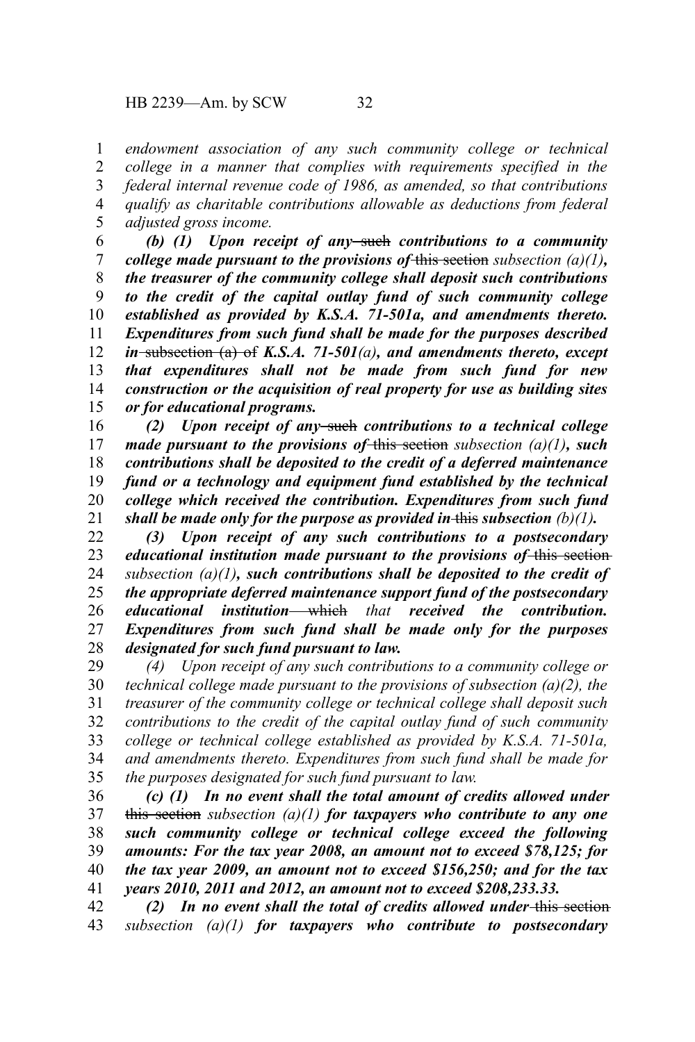*endowment association of any such community college or technical college in a manner that complies with requirements specified in the federal internal revenue code of 1986, as amended, so that contributions qualify as charitable contributions allowable as deductions from federal adjusted gross income.*

***(b) (1) Upon receipt of any*** ~~such~~ ***contributions to a community college made pursuant to the provisions of*** ~~this section~~ *subsection (a)(1)****, the treasurer of the community college shall deposit such contributions to the credit of the capital outlay fund of such community college established as provided by K.S.A. 71-501a, and amendments thereto. Expenditures from such fund shall be made for the purposes described in*** ~~subsection (a) of~~ ***K.S.A. 71-501****(a)****, and amendments thereto, except that expenditures shall not be made from such fund for new construction or the acquisition of real property for use as building sites or for educational programs.***

***(2) Upon receipt of any*** ~~such~~ ***contributions to a technical college made pursuant to the provisions of*** ~~this section~~ *subsection (a)(1)****, such contributions shall be deposited to the credit of a deferred maintenance fund or a technology and equipment fund established by the technical college which received the contribution. Expenditures from such fund shall be made only for the purpose as provided in*** ~~this~~ ***subsection*** *(b)(1)****.***

***(3) Upon receipt of any such contributions to a postsecondary educational institution made pursuant to the provisions of*** ~~this section~~ *subsection (a)(1)****, such contributions shall be deposited to the credit of the appropriate deferred maintenance support fund of the postsecondary educational institution*** ~~which~~ *that* ***received the contribution. Expenditures from such fund shall be made only for the purposes designated for such fund pursuant to law.***

*(4) Upon receipt of any such contributions to a community college or technical college made pursuant to the provisions of subsection (a)(2), the treasurer of the community college or technical college shall deposit such contributions to the credit of the capital outlay fund of such community college or technical college established as provided by K.S.A. 71-501a, and amendments thereto. Expenditures from such fund shall be made for the purposes designated for such fund pursuant to law.*

***(c) (1) In no event shall the total amount of credits allowed under*** ~~this section~~ *subsection (a)(1)* ***for taxpayers who contribute to any one such community college or technical college exceed the following amounts: For the tax year 2008, an amount not to exceed $78,125; for the tax year 2009, an amount not to exceed $156,250; and for the tax years 2010, 2011 and 2012, an amount not to exceed $208,233.33.***

***(2) In no event shall the total of credits allowed under*** ~~this section~~ *subsection (a)(1)* ***for taxpayers who contribute to postsecondary***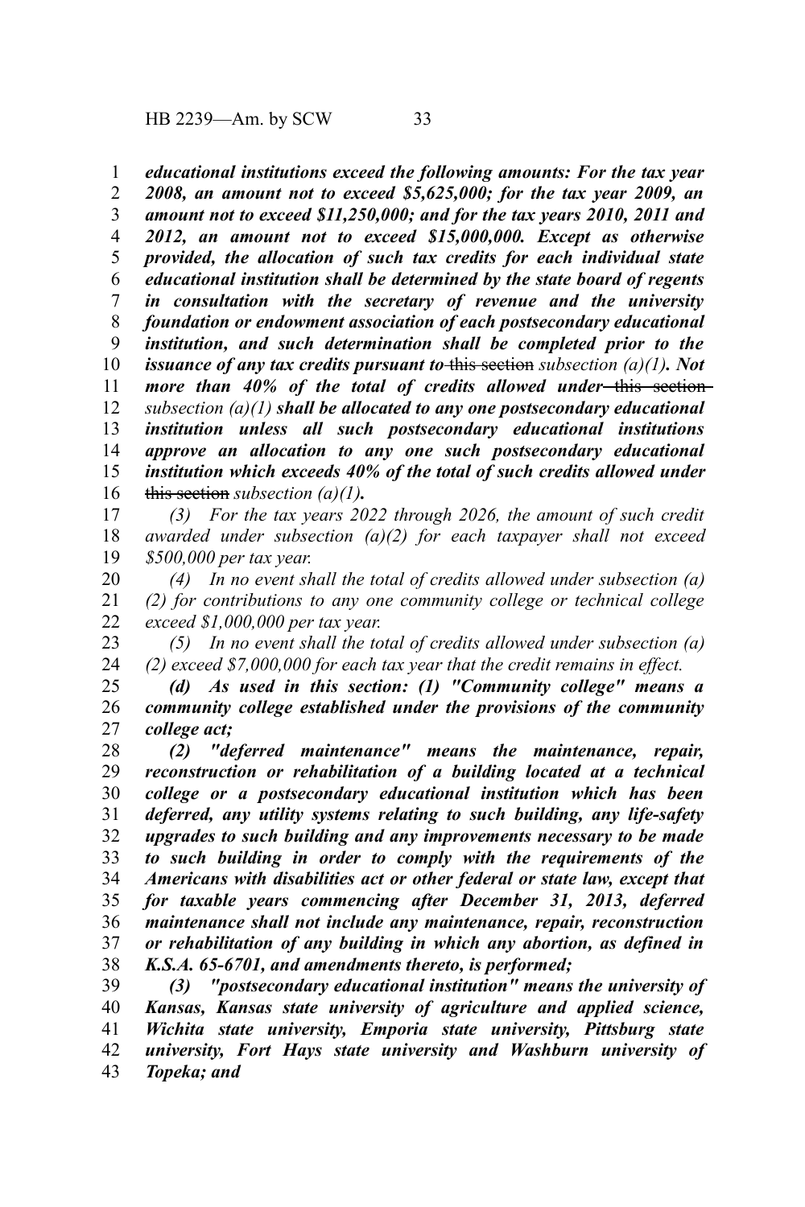***educational institutions exceed the following amounts: For the tax year 2008, an amount not to exceed $5,625,000; for the tax year 2009, an amount not to exceed $11,250,000; and for the tax years 2010, 2011 and 2012, an amount not to exceed $15,000,000. Except as otherwise provided, the allocation of such tax credits for each individual state educational institution shall be determined by the state board of regents in consultation with the secretary of revenue and the university foundation or endowment association of each postsecondary educational institution, and such determination shall be completed prior to the issuance of any tax credits pursuant to*** ~~this section~~ *subsection (a)(1)*. ***Not more than 40% of the total of credits allowed under*** ~~this section~~ *subsection (a)(1)* ***shall be allocated to any one postsecondary educational institution unless all such postsecondary educational institutions approve an allocation to any one such postsecondary educational institution which exceeds 40% of the total of such credits allowed under*** ~~this section~~ *subsection (a)(1)*.

*(3) For the tax years 2022 through 2026, the amount of such credit awarded under subsection (a)(2) for each taxpayer shall not exceed $500,000 per tax year.*

*(4) In no event shall the total of credits allowed under subsection (a)(2) for contributions to any one community college or technical college exceed $1,000,000 per tax year.*

*(5) In no event shall the total of credits allowed under subsection (a)(2) exceed $7,000,000 for each tax year that the credit remains in effect.*

***(d) As used in this section: (1) "Community college" means a community college established under the provisions of the community college act;***

***(2) "deferred maintenance" means the maintenance, repair, reconstruction or rehabilitation of a building located at a technical college or a postsecondary educational institution which has been deferred, any utility systems relating to such building, any life-safety upgrades to such building and any improvements necessary to be made to such building in order to comply with the requirements of the Americans with disabilities act or other federal or state law, except that for taxable years commencing after December 31, 2013, deferred maintenance shall not include any maintenance, repair, reconstruction or rehabilitation of any building in which any abortion, as defined in K.S.A. 65-6701, and amendments thereto, is performed;***

***(3) "postsecondary educational institution" means the university of Kansas, Kansas state university of agriculture and applied science, Wichita state university, Emporia state university, Pittsburg state university, Fort Hays state university and Washburn university of Topeka; and***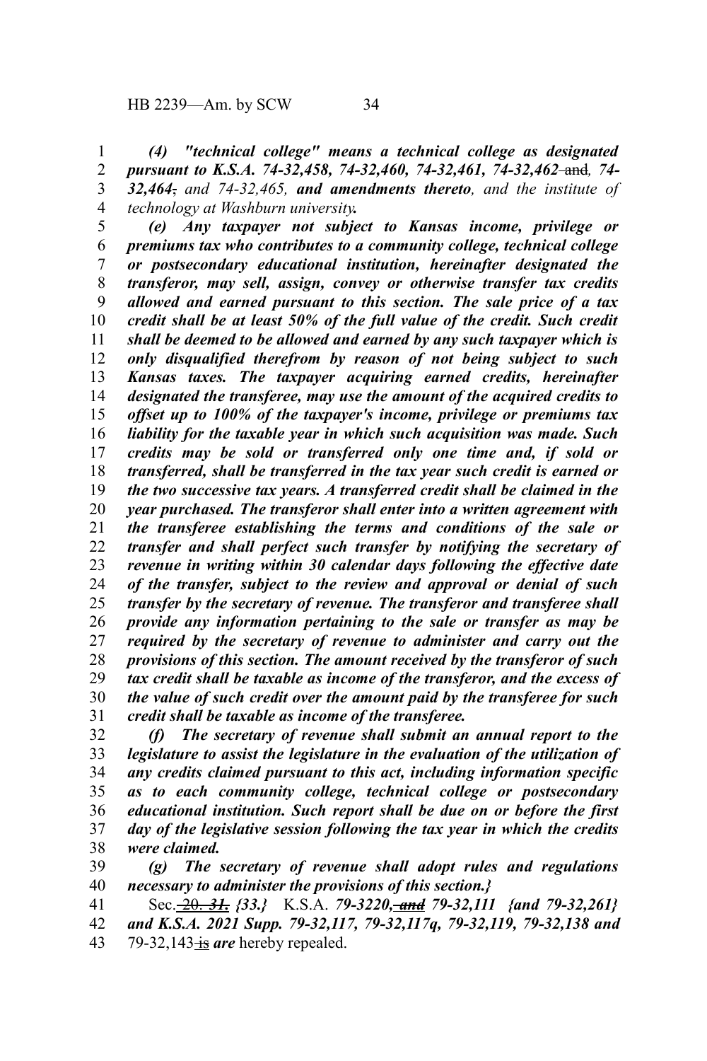*(4) "technical college" means a technical college as designated pursuant to K.S.A. 74-32,458, 74-32,460, 74-32,461, 74-32,462* ~~and~~*, 74-32,464*~~,~~ *and 74-32,465,* ***and amendments thereto****, and the institute of technology at Washburn university****.***

***(e) Any taxpayer not subject to Kansas income, privilege or premiums tax who contributes to a community college, technical college or postsecondary educational institution, hereinafter designated the transferor, may sell, assign, convey or otherwise transfer tax credits allowed and earned pursuant to this section. The sale price of a tax credit shall be at least 50% of the full value of the credit. Such credit shall be deemed to be allowed and earned by any such taxpayer which is only disqualified therefrom by reason of not being subject to such Kansas taxes. The taxpayer acquiring earned credits, hereinafter designated the transferee, may use the amount of the acquired credits to offset up to 100% of the taxpayer's income, privilege or premiums tax liability for the taxable year in which such acquisition was made. Such credits may be sold or transferred only one time and, if sold or transferred, shall be transferred in the tax year such credit is earned or the two successive tax years. A transferred credit shall be claimed in the year purchased. The transferor shall enter into a written agreement with the transferee establishing the terms and conditions of the sale or transfer and shall perfect such transfer by notifying the secretary of revenue in writing within 30 calendar days following the effective date of the transfer, subject to the review and approval or denial of such transfer by the secretary of revenue. The transferor and transferee shall provide any information pertaining to the sale or transfer as may be required by the secretary of revenue to administer and carry out the provisions of this section. The amount received by the transferor of such tax credit shall be taxable as income of the transferor, and the excess of the value of such credit over the amount paid by the transferee for such credit shall be taxable as income of the transferee.***

***(f) The secretary of revenue shall submit an annual report to the legislature to assist the legislature in the evaluation of the utilization of any credits claimed pursuant to this act, including information specific as to each community college, technical college or postsecondary educational institution. Such report shall be due on or before the first day of the legislative session following the tax year in which the credits were claimed.***

***(g) The secretary of revenue shall adopt rules and regulations necessary to administer the provisions of this section.}***

Sec. ~~20.~~ ~~***31.***~~ ***{33.}*** K.S.A. ***79-3220,*** ~~***and***~~ ***79-32,111 {and 79-32,261} and K.S.A. 2021 Supp. 79-32,117, 79-32,117q, 79-32,119, 79-32,138 and*** 79-32,143 ~~is~~ ***are*** hereby repealed.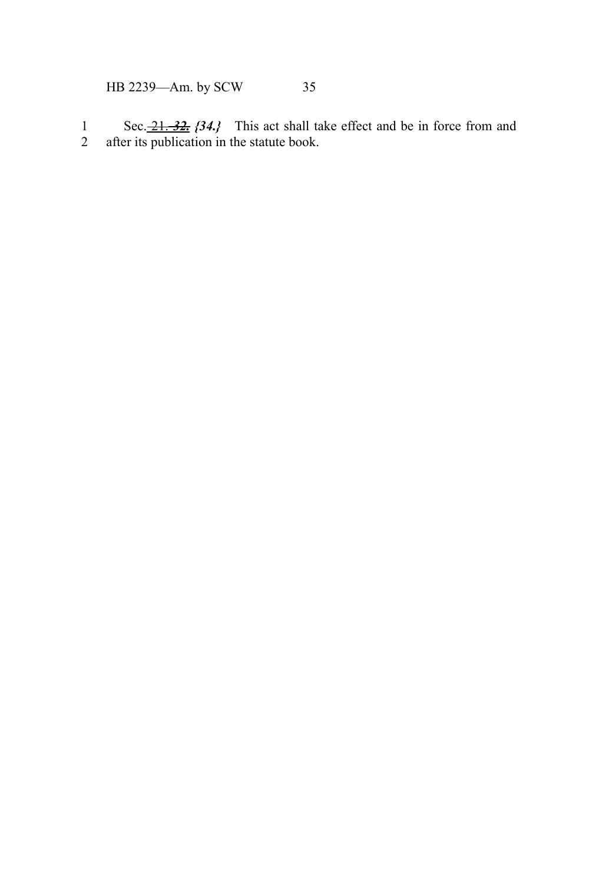Sec. ~~21.~~ ***~~32.~~*** ***{34.}*** This act shall take effect and be in force from and after its publication in the statute book.